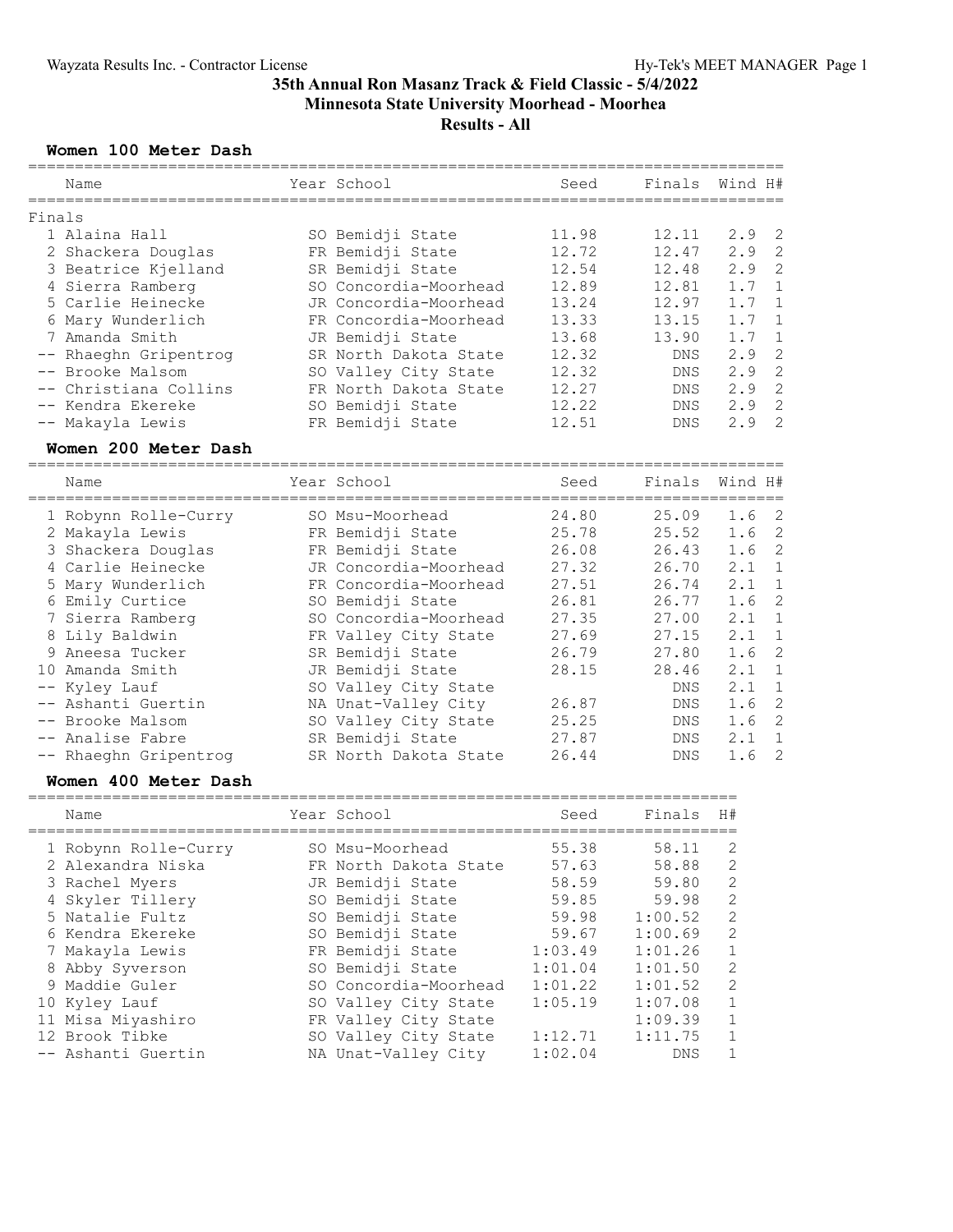# 35th Annual Ron Masanz Track & Field Classic - 5/4/2022
## Minnesota State University Moorhead - Moorhea
### Results - All

#### Women 100 Meter Dash

Finals

| | Name | Year | School | Seed | Finals | Wind | H# |
|---|---|---|---|---|---|---|---|
| 1 | Alaina Hall | SO | Bemidji State | 11.98 | 12.11 | 2.9 | 2 |
| 2 | Shackera Douglas | FR | Bemidji State | 12.72 | 12.47 | 2.9 | 2 |
| 3 | Beatrice Kjelland | SR | Bemidji State | 12.54 | 12.48 | 2.9 | 2 |
| 4 | Sierra Ramberg | SO | Concordia-Moorhead | 12.89 | 12.81 | 1.7 | 1 |
| 5 | Carlie Heinecke | JR | Concordia-Moorhead | 13.24 | 12.97 | 1.7 | 1 |
| 6 | Mary Wunderlich | FR | Concordia-Moorhead | 13.33 | 13.15 | 1.7 | 1 |
| 7 | Amanda Smith | JR | Bemidji State | 13.68 | 13.90 | 1.7 | 1 |
| -- | Rhaeghn Gripentrog | SR | North Dakota State | 12.32 | DNS | 2.9 | 2 |
| -- | Brooke Malsom | SO | Valley City State | 12.32 | DNS | 2.9 | 2 |
| -- | Christiana Collins | FR | North Dakota State | 12.27 | DNS | 2.9 | 2 |
| -- | Kendra Ekereke | SO | Bemidji State | 12.22 | DNS | 2.9 | 2 |
| -- | Makayla Lewis | FR | Bemidji State | 12.51 | DNS | 2.9 | 2 |

#### Women 200 Meter Dash

| | Name | Year | School | Seed | Finals | Wind | H# |
|---|---|---|---|---|---|---|---|
| 1 | Robynn Rolle-Curry | SO | Msu-Moorhead | 24.80 | 25.09 | 1.6 | 2 |
| 2 | Makayla Lewis | FR | Bemidji State | 25.78 | 25.52 | 1.6 | 2 |
| 3 | Shackera Douglas | FR | Bemidji State | 26.08 | 26.43 | 1.6 | 2 |
| 4 | Carlie Heinecke | JR | Concordia-Moorhead | 27.32 | 26.70 | 2.1 | 1 |
| 5 | Mary Wunderlich | FR | Concordia-Moorhead | 27.51 | 26.74 | 2.1 | 1 |
| 6 | Emily Curtice | SO | Bemidji State | 26.81 | 26.77 | 1.6 | 2 |
| 7 | Sierra Ramberg | SO | Concordia-Moorhead | 27.35 | 27.00 | 2.1 | 1 |
| 8 | Lily Baldwin | FR | Valley City State | 27.69 | 27.15 | 2.1 | 1 |
| 9 | Aneesa Tucker | SR | Bemidji State | 26.79 | 27.80 | 1.6 | 2 |
| 10 | Amanda Smith | JR | Bemidji State | 28.15 | 28.46 | 2.1 | 1 |
| -- | Kyley Lauf | SO | Valley City State | | DNS | 2.1 | 1 |
| -- | Ashanti Guertin | NA | Unat-Valley City | 26.87 | DNS | 1.6 | 2 |
| -- | Brooke Malsom | SO | Valley City State | 25.25 | DNS | 1.6 | 2 |
| -- | Analise Fabre | SR | Bemidji State | 27.87 | DNS | 2.1 | 1 |
| -- | Rhaeghn Gripentrog | SR | North Dakota State | 26.44 | DNS | 1.6 | 2 |

#### Women 400 Meter Dash

| | Name | Year | School | Seed | Finals | H# |
|---|---|---|---|---|---|---|
| 1 | Robynn Rolle-Curry | SO | Msu-Moorhead | 55.38 | 58.11 | 2 |
| 2 | Alexandra Niska | FR | North Dakota State | 57.63 | 58.88 | 2 |
| 3 | Rachel Myers | JR | Bemidji State | 58.59 | 59.80 | 2 |
| 4 | Skyler Tillery | SO | Bemidji State | 59.85 | 59.98 | 2 |
| 5 | Natalie Fultz | SO | Bemidji State | 59.98 | 1:00.52 | 2 |
| 6 | Kendra Ekereke | SO | Bemidji State | 59.67 | 1:00.69 | 2 |
| 7 | Makayla Lewis | FR | Bemidji State | 1:03.49 | 1:01.26 | 1 |
| 8 | Abby Syverson | SO | Bemidji State | 1:01.04 | 1:01.50 | 2 |
| 9 | Maddie Guler | SO | Concordia-Moorhead | 1:01.22 | 1:01.52 | 2 |
| 10 | Kyley Lauf | SO | Valley City State | 1:05.19 | 1:07.08 | 1 |
| 11 | Misa Miyashiro | FR | Valley City State | | 1:09.39 | 1 |
| 12 | Brook Tibke | SO | Valley City State | 1:12.71 | 1:11.75 | 1 |
| -- | Ashanti Guertin | NA | Unat-Valley City | 1:02.04 | DNS | 1 |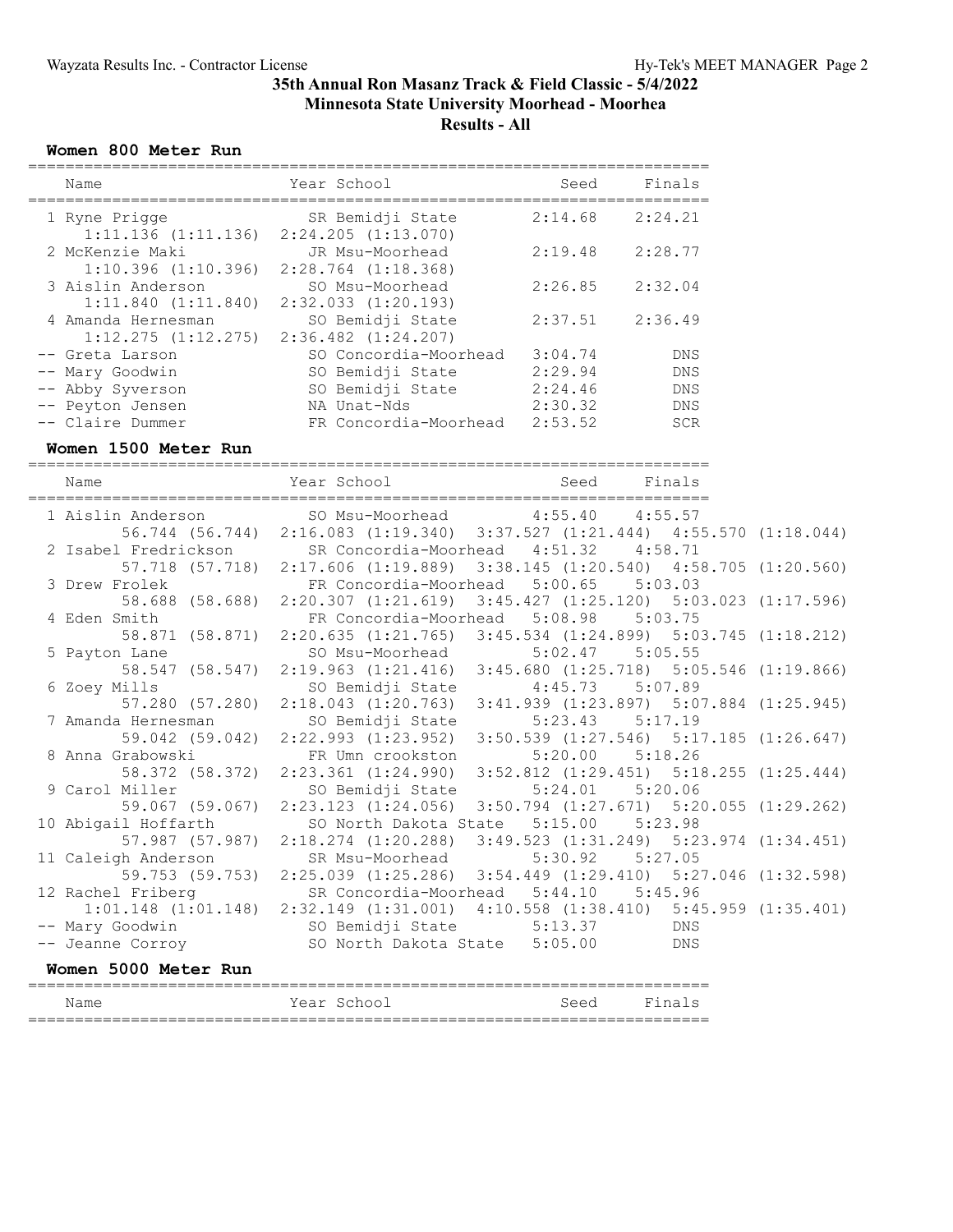# 35th Annual Ron Masanz Track & Field Classic - 5/4/2022

## Minnesota State University Moorhead - Moorhea

## Results - All

### Women 800 Meter Run

| | Name | Year | School | Seed | Finals |
|---|---|---|---|---|---|
| 1 | Ryne Prigge | SR | Bemidji State | 2:14.68 | 2:24.21 |
| | 1:11.136 (1:11.136) 2:24.205 (1:13.070) | | | | |
| 2 | McKenzie Maki | JR | Msu-Moorhead | 2:19.48 | 2:28.77 |
| | 1:10.396 (1:10.396) 2:28.764 (1:18.368) | | | | |
| 3 | Aislin Anderson | SO | Msu-Moorhead | 2:26.85 | 2:32.04 |
| | 1:11.840 (1:11.840) 2:32.033 (1:20.193) | | | | |
| 4 | Amanda Hernesman | SO | Bemidji State | 2:37.51 | 2:36.49 |
| | 1:12.275 (1:12.275) 2:36.482 (1:24.207) | | | | |
| -- | Greta Larson | SO | Concordia-Moorhead | 3:04.74 | DNS |
| -- | Mary Goodwin | SO | Bemidji State | 2:29.94 | DNS |
| -- | Abby Syverson | SO | Bemidji State | 2:24.46 | DNS |
| -- | Peyton Jensen | NA | Unat-Nds | 2:30.32 | DNS |
| -- | Claire Dummer | FR | Concordia-Moorhead | 2:53.52 | SCR |

### Women 1500 Meter Run

| | Name | Year | School | Seed | Finals |
|---|---|---|---|---|---|
| 1 | Aislin Anderson | SO | Msu-Moorhead | 4:55.40 | 4:55.57 |
| | 56.744 (56.744) 2:16.083 (1:19.340) 3:37.527 (1:21.444) 4:55.570 (1:18.044) | | | | |
| 2 | Isabel Fredrickson | SR | Concordia-Moorhead | 4:51.32 | 4:58.71 |
| | 57.718 (57.718) 2:17.606 (1:19.889) 3:38.145 (1:20.540) 4:58.705 (1:20.560) | | | | |
| 3 | Drew Frolek | FR | Concordia-Moorhead | 5:00.65 | 5:03.03 |
| | 58.688 (58.688) 2:20.307 (1:21.619) 3:45.427 (1:25.120) 5:03.023 (1:17.596) | | | | |
| 4 | Eden Smith | FR | Concordia-Moorhead | 5:08.98 | 5:03.75 |
| | 58.871 (58.871) 2:20.635 (1:21.765) 3:45.534 (1:24.899) 5:03.745 (1:18.212) | | | | |
| 5 | Payton Lane | SO | Msu-Moorhead | 5:02.47 | 5:05.55 |
| | 58.547 (58.547) 2:19.963 (1:21.416) 3:45.680 (1:25.718) 5:05.546 (1:19.866) | | | | |
| 6 | Zoey Mills | SO | Bemidji State | 4:45.73 | 5:07.89 |
| | 57.280 (57.280) 2:18.043 (1:20.763) 3:41.939 (1:23.897) 5:07.884 (1:25.945) | | | | |
| 7 | Amanda Hernesman | SO | Bemidji State | 5:23.43 | 5:17.19 |
| | 59.042 (59.042) 2:22.993 (1:23.952) 3:50.539 (1:27.546) 5:17.185 (1:26.647) | | | | |
| 8 | Anna Grabowski | FR | Umn crookston | 5:20.00 | 5:18.26 |
| | 58.372 (58.372) 2:23.361 (1:24.990) 3:52.812 (1:29.451) 5:18.255 (1:25.444) | | | | |
| 9 | Carol Miller | SO | Bemidji State | 5:24.01 | 5:20.06 |
| | 59.067 (59.067) 2:23.123 (1:24.056) 3:50.794 (1:27.671) 5:20.055 (1:29.262) | | | | |
| 10 | Abigail Hoffarth | SO | North Dakota State | 5:15.00 | 5:23.98 |
| | 57.987 (57.987) 2:18.274 (1:20.288) 3:49.523 (1:31.249) 5:23.974 (1:34.451) | | | | |
| 11 | Caleigh Anderson | SR | Msu-Moorhead | 5:30.92 | 5:27.05 |
| | 59.753 (59.753) 2:25.039 (1:25.286) 3:54.449 (1:29.410) 5:27.046 (1:32.598) | | | | |
| 12 | Rachel Friberg | SR | Concordia-Moorhead | 5:44.10 | 5:45.96 |
| | 1:01.148 (1:01.148) 2:32.149 (1:31.001) 4:10.558 (1:38.410) 5:45.959 (1:35.401) | | | | |
| -- | Mary Goodwin | SO | Bemidji State | 5:13.37 | DNS |
| -- | Jeanne Corroy | SO | North Dakota State | 5:05.00 | DNS |

### Women 5000 Meter Run

| Name | Year | School | Seed | Finals |
|---|---|---|---|---|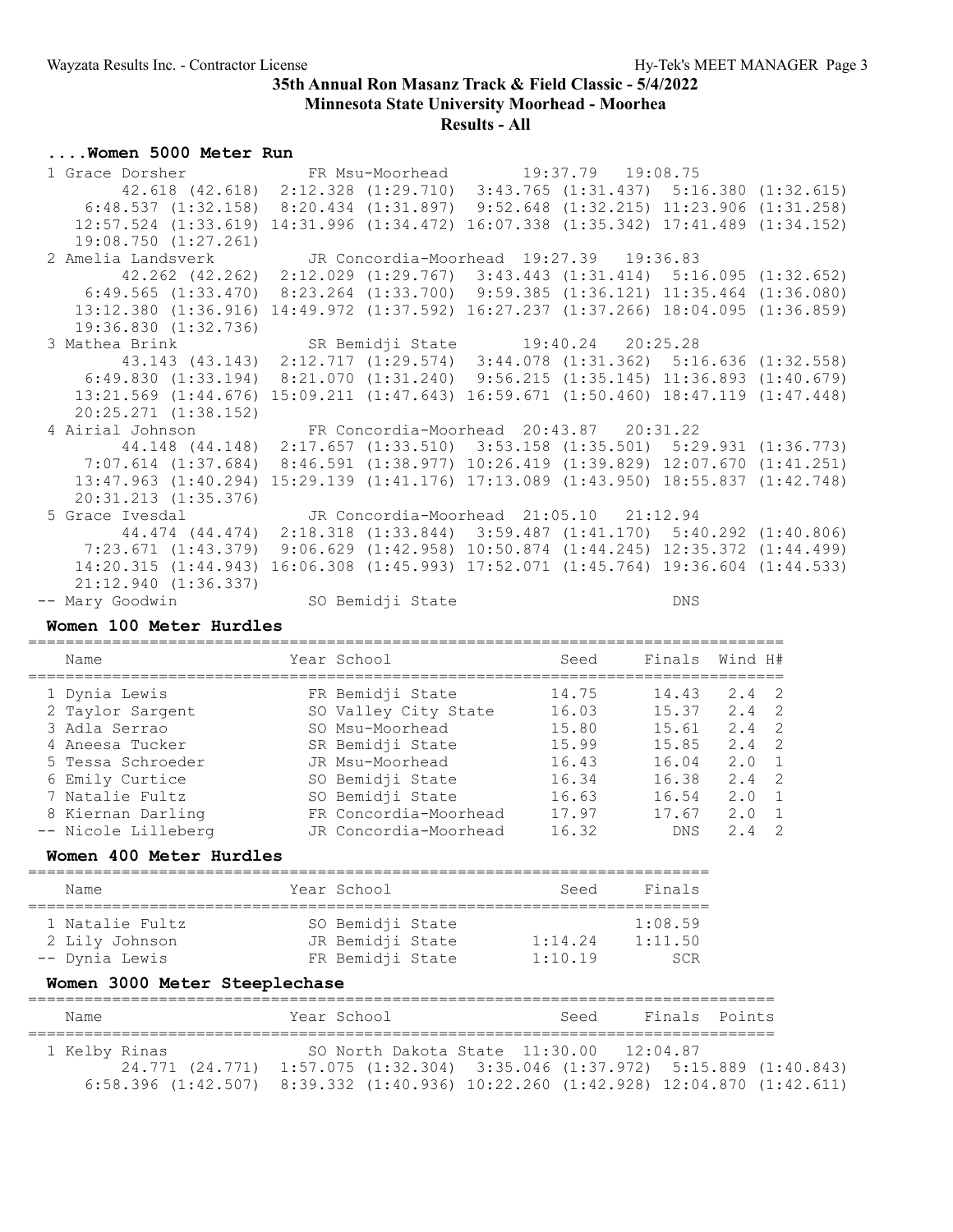## 35th Annual Ron Masanz Track & Field Classic - 5/4/2022
### Minnesota State University Moorhead - Moorhea
### Results - All

#### ....Women 5000 Meter Run

| Place | Name | Year | School | Seed | Finals |
|---|---|---|---|---|---|
| 1 | Grace Dorsher | FR | Msu-Moorhead | 19:37.79 | 19:08.75 |
| | 42.618 (42.618) 2:12.328 (1:29.710) 3:43.765 (1:31.437) 5:16.380 (1:32.615) 6:48.537 (1:32.158) 8:20.434 (1:31.897) 9:52.648 (1:32.215) 11:23.906 (1:31.258) 12:57.524 (1:33.619) 14:31.996 (1:34.472) 16:07.338 (1:35.342) 17:41.489 (1:34.152) 19:08.750 (1:27.261) | | | | |
| 2 | Amelia Landsverk | JR | Concordia-Moorhead | 19:27.39 | 19:36.83 |
| | 42.262 (42.262) 2:12.029 (1:29.767) 3:43.443 (1:31.414) 5:16.095 (1:32.652) 6:49.565 (1:33.470) 8:23.264 (1:33.700) 9:59.385 (1:36.121) 11:35.464 (1:36.080) 13:12.380 (1:36.916) 14:49.972 (1:37.592) 16:27.237 (1:37.266) 18:04.095 (1:36.859) 19:36.830 (1:32.736) | | | | |
| 3 | Mathea Brink | SR | Bemidji State | 19:40.24 | 20:25.28 |
| | 43.143 (43.143) 2:12.717 (1:29.574) 3:44.078 (1:31.362) 5:16.636 (1:32.558) 6:49.830 (1:33.194) 8:21.070 (1:31.240) 9:56.215 (1:35.145) 11:36.893 (1:40.679) 13:21.569 (1:44.676) 15:09.211 (1:47.643) 16:59.671 (1:50.460) 18:47.119 (1:47.448) 20:25.271 (1:38.152) | | | | |
| 4 | Airial Johnson | FR | Concordia-Moorhead | 20:43.87 | 20:31.22 |
| | 44.148 (44.148) 2:17.657 (1:33.510) 3:53.158 (1:35.501) 5:29.931 (1:36.773) 7:07.614 (1:37.684) 8:46.591 (1:38.977) 10:26.419 (1:39.829) 12:07.670 (1:41.251) 13:47.963 (1:40.294) 15:29.139 (1:41.176) 17:13.089 (1:43.950) 18:55.837 (1:42.748) 20:31.213 (1:35.376) | | | | |
| 5 | Grace Ivesdal | JR | Concordia-Moorhead | 21:05.10 | 21:12.94 |
| | 44.474 (44.474) 2:18.318 (1:33.844) 3:59.487 (1:41.170) 5:40.292 (1:40.806) 7:23.671 (1:43.379) 9:06.629 (1:42.958) 10:50.874 (1:44.245) 12:35.372 (1:44.499) 14:20.315 (1:44.943) 16:06.308 (1:45.993) 17:52.071 (1:45.764) 19:36.604 (1:44.533) 21:12.940 (1:36.337) | | | | |
| -- | Mary Goodwin | SO | Bemidji State | | DNS |

#### Women 100 Meter Hurdles

| Place | Name | Year | School | Seed | Finals | Wind | H# |
|---|---|---|---|---|---|---|---|
| 1 | Dynia Lewis | FR | Bemidji State | 14.75 | 14.43 | 2.4 | 2 |
| 2 | Taylor Sargent | SO | Valley City State | 16.03 | 15.37 | 2.4 | 2 |
| 3 | Adla Serrao | SO | Msu-Moorhead | 15.80 | 15.61 | 2.4 | 2 |
| 4 | Aneesa Tucker | SR | Bemidji State | 15.99 | 15.85 | 2.4 | 2 |
| 5 | Tessa Schroeder | JR | Msu-Moorhead | 16.43 | 16.04 | 2.0 | 1 |
| 6 | Emily Curtice | SO | Bemidji State | 16.34 | 16.38 | 2.4 | 2 |
| 7 | Natalie Fultz | SO | Bemidji State | 16.63 | 16.54 | 2.0 | 1 |
| 8 | Kiernan Darling | FR | Concordia-Moorhead | 17.97 | 17.67 | 2.0 | 1 |
| -- | Nicole Lilleberg | JR | Concordia-Moorhead | 16.32 | DNS | 2.4 | 2 |

#### Women 400 Meter Hurdles

| Place | Name | Year | School | Seed | Finals |
|---|---|---|---|---|---|
| 1 | Natalie Fultz | SO | Bemidji State | | 1:08.59 |
| 2 | Lily Johnson | JR | Bemidji State | 1:14.24 | 1:11.50 |
| -- | Dynia Lewis | FR | Bemidji State | 1:10.19 | SCR |

#### Women 3000 Meter Steeplechase

| Place | Name | Year | School | Seed | Finals | Points |
|---|---|---|---|---|---|---|
| 1 | Kelby Rinas | SO | North Dakota State | 11:30.00 | 12:04.87 | |
| | 24.771 (24.771) 1:57.075 (1:32.304) 3:35.046 (1:37.972) 5:15.889 (1:40.843) 6:58.396 (1:42.507) 8:39.332 (1:40.936) 10:22.260 (1:42.928) 12:04.870 (1:42.611) | | | | | |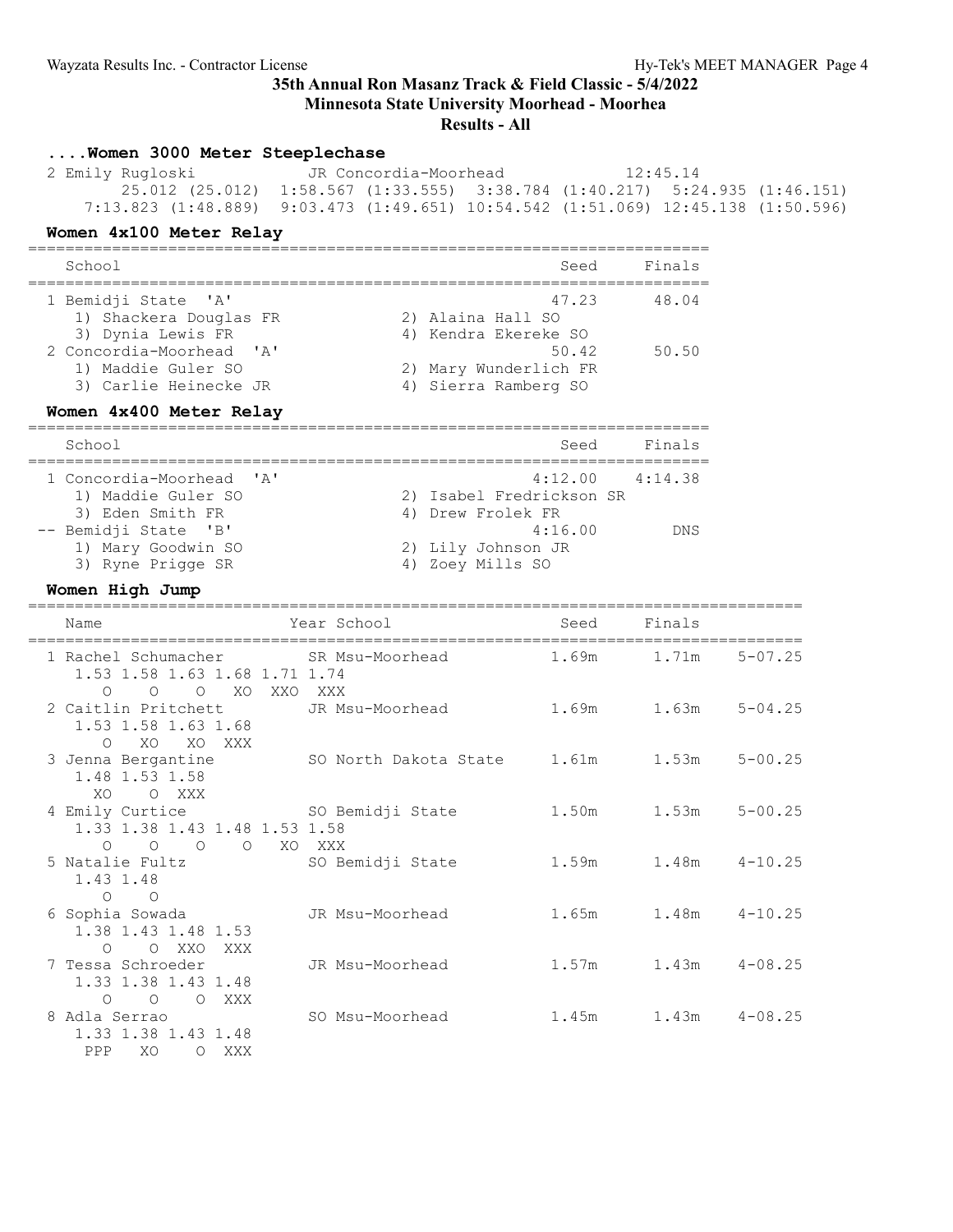# 35th Annual Ron Masanz Track & Field Classic - 5/4/2022

## Minnesota State University Moorhead - Moorhea

### Results - All

#### ....Women 3000 Meter Steeplechase

```
  2 Emily Rugloski             JR Concordia-Moorhead             12:45.14
        25.012 (25.012)  1:58.567 (1:33.555)  3:38.784 (1:40.217)  5:24.935 (1:46.151)
     7:13.823 (1:48.889)  9:03.473 (1:49.651) 10:54.542 (1:51.069) 12:45.138 (1:50.596)
```

#### Women 4x100 Meter Relay

```
========================================================================
    School                                               Seed     Finals
========================================================================
  1 Bemidji State  'A'                                  47.23      48.04
     1) Shackera Douglas FR             2) Alaina Hall SO
     3) Dynia Lewis FR                  4) Kendra Ekereke SO
  2 Concordia-Moorhead  'A'                             50.42      50.50
     1) Maddie Guler SO                 2) Mary Wunderlich FR
     3) Carlie Heinecke JR              4) Sierra Ramberg SO
```

#### Women 4x400 Meter Relay

```
========================================================================
    School                                               Seed     Finals
========================================================================
  1 Concordia-Moorhead  'A'                           4:12.00    4:14.38
     1) Maddie Guler SO                 2) Isabel Fredrickson SR
     3) Eden Smith FR                   4) Drew Frolek FR
 -- Bemidji State  'B'                                4:16.00        DNS
     1) Mary Goodwin SO                 2) Lily Johnson JR
     3) Ryne Prigge SR                  4) Zoey Mills SO
```

#### Women High Jump

```
=================================================================================
    Name                    Year School                  Seed     Finals
=================================================================================
  1 Rachel Schumacher       SR Msu-Moorhead             1.69m      1.71m   5-07.25
      1.53 1.58 1.63 1.68 1.71 1.74
         O    O    O   XO  XXO  XXX
  2 Caitlin Pritchett       JR Msu-Moorhead             1.69m      1.63m   5-04.25
      1.53 1.58 1.63 1.68
         O   XO   XO  XXX
  3 Jenna Bergantine        SO North Dakota State       1.61m      1.53m   5-00.25
      1.48 1.53 1.58
        XO    O  XXX
  4 Emily Curtice           SO Bemidji State            1.50m      1.53m   5-00.25
      1.33 1.38 1.43 1.48 1.53 1.58
         O    O    O    O   XO  XXX
  5 Natalie Fultz           SO Bemidji State            1.59m      1.48m   4-10.25
      1.43 1.48
         O    O
  6 Sophia Sowada           JR Msu-Moorhead             1.65m      1.48m   4-10.25
      1.38 1.43 1.48 1.53
         O    O  XXO  XXX
  7 Tessa Schroeder         JR Msu-Moorhead             1.57m      1.43m   4-08.25
      1.33 1.38 1.43 1.48
         O    O    O  XXX
  8 Adla Serrao             SO Msu-Moorhead             1.45m      1.43m   4-08.25
      1.33 1.38 1.43 1.48
       PPP   XO    O  XXX
```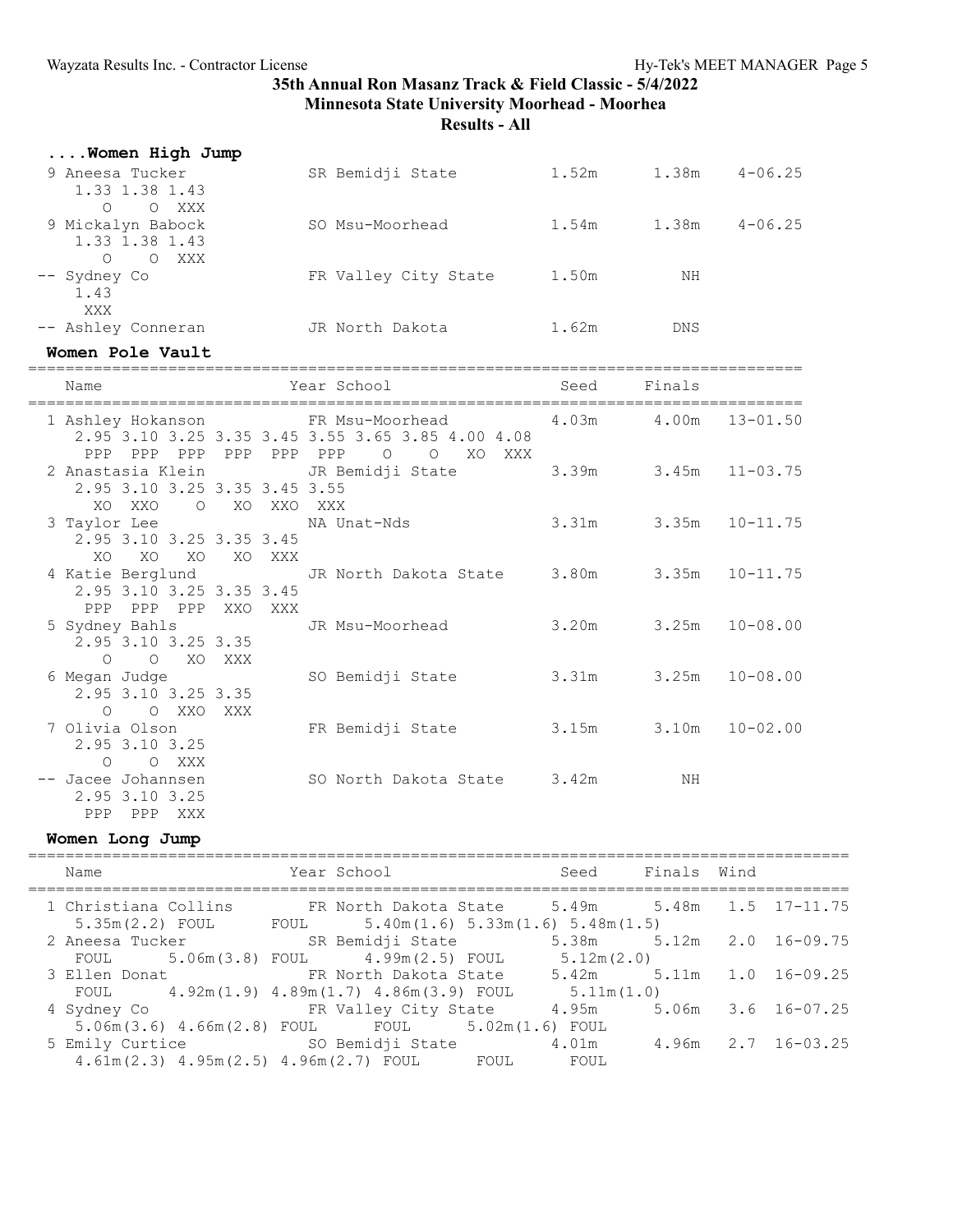35th Annual Ron Masanz Track & Field Classic - 5/4/2022

Minnesota State University Moorhead - Moorhea

Results - All

### ....Women High Jump

```
 9 Aneesa Tucker            SR Bemidji State          1.52m      1.38m    4-06.25
    1.33 1.38 1.43
      O    O  XXX
 9 Mickalyn Babock          SO Msu-Moorhead           1.54m      1.38m    4-06.25
    1.33 1.38 1.43
      O    O  XXX
-- Sydney Co                FR Valley City State      1.50m         NH
    1.43
     XXX
-- Ashley Conneran          JR North Dakota           1.62m        DNS
```

### Women Pole Vault

```
=================================================================================
    Name                    Year School                 Seed     Finals
=================================================================================
  1 Ashley Hokanson         FR Msu-Moorhead            4.03m      4.00m   13-01.50
     2.95 3.10 3.25 3.35 3.45 3.55 3.65 3.85 4.00 4.08
      PPP  PPP  PPP  PPP  PPP  PPP    O    O   XO  XXX
  2 Anastasia Klein         JR Bemidji State           3.39m      3.45m   11-03.75
     2.95 3.10 3.25 3.35 3.45 3.55
       XO  XXO    O   XO  XXO  XXX
  3 Taylor Lee              NA Unat-Nds                3.31m      3.35m   10-11.75
     2.95 3.10 3.25 3.35 3.45
       XO   XO   XO   XO  XXX
  4 Katie Berglund          JR North Dakota State      3.80m      3.35m   10-11.75
     2.95 3.10 3.25 3.35 3.45
      PPP  PPP  PPP  XXO  XXX
  5 Sydney Bahls            JR Msu-Moorhead            3.20m      3.25m   10-08.00
     2.95 3.10 3.25 3.35
        O    O   XO  XXX
  6 Megan Judge             SO Bemidji State           3.31m      3.25m   10-08.00
     2.95 3.10 3.25 3.35
        O    O  XXO  XXX
  7 Olivia Olson            FR Bemidji State           3.15m      3.10m   10-02.00
     2.95 3.10 3.25
        O    O  XXX
 -- Jacee Johannsen         SO North Dakota State      3.42m         NH
     2.95 3.10 3.25
      PPP  PPP  XXX
```

### Women Long Jump

```
=========================================================================================
    Name                    Year School                 Seed     Finals  Wind
=========================================================================================
  1 Christiana Collins      FR North Dakota State      5.49m      5.48m   1.5  17-11.75
     5.35m(2.2) FOUL      FOUL      5.40m(1.6) 5.33m(1.6) 5.48m(1.5)
  2 Aneesa Tucker           SR Bemidji State           5.38m      5.12m   2.0  16-09.75
     FOUL      5.06m(3.8) FOUL      4.99m(2.5) FOUL      5.12m(2.0)
  3 Ellen Donat             FR North Dakota State      5.42m      5.11m   1.0  16-09.25
     FOUL      4.92m(1.9) 4.89m(1.7) 4.86m(3.9) FOUL      5.11m(1.0)
  4 Sydney Co               FR Valley City State       4.95m      5.06m   3.6  16-07.25
     5.06m(3.6) 4.66m(2.8) FOUL      FOUL      5.02m(1.6) FOUL
  5 Emily Curtice           SO Bemidji State           4.01m      4.96m   2.7  16-03.25
     4.61m(2.3) 4.95m(2.5) 4.96m(2.7) FOUL      FOUL      FOUL
```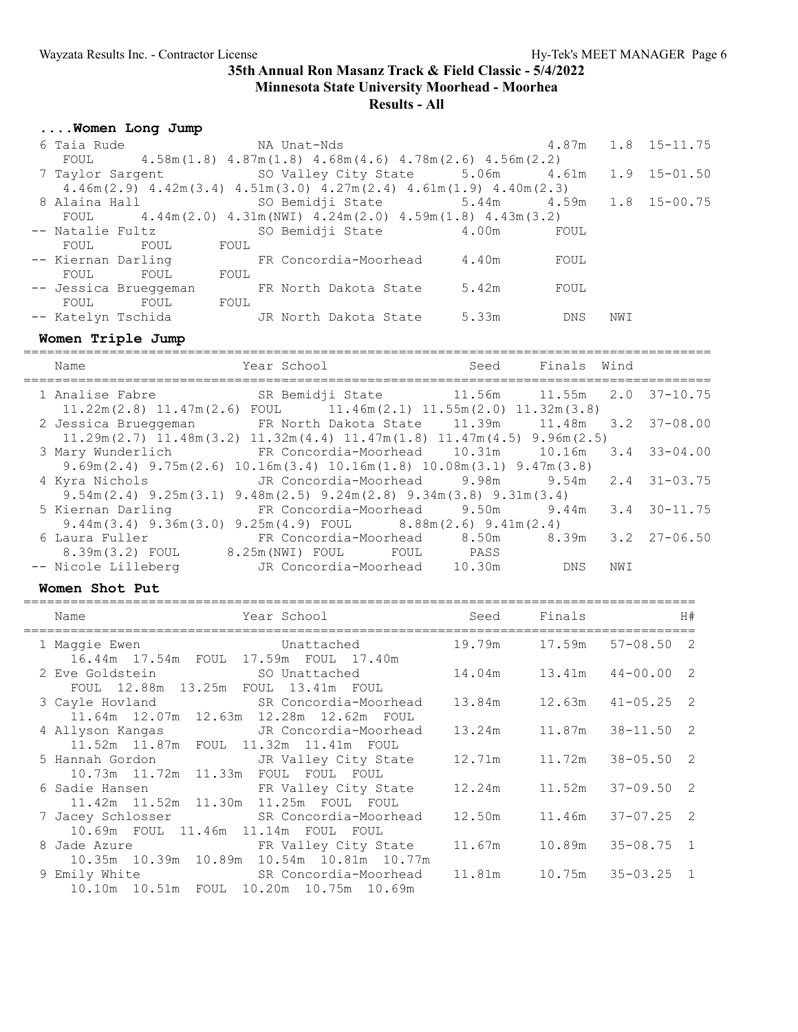# 35th Annual Ron Masanz Track & Field Classic - 5/4/2022

## Minnesota State University Moorhead - Moorhea

### Results - All

#### ....Women Long Jump

| Place | Name | Year | School | Seed | Finals | Wind | |
|---|---|---|---|---|---|---|---|
| 6 | Taia Rude | NA | Unat-Nds | | 4.87m | 1.8 | 15-11.75 |
| | FOUL 4.58m(1.8) 4.87m(1.8) 4.68m(4.6) 4.78m(2.6) 4.56m(2.2) | | | | | | |
| 7 | Taylor Sargent | SO | Valley City State | 5.06m | 4.61m | 1.9 | 15-01.50 |
| | 4.46m(2.9) 4.42m(3.4) 4.51m(3.0) 4.27m(2.4) 4.61m(1.9) 4.40m(2.3) | | | | | | |
| 8 | Alaina Hall | SO | Bemidji State | 5.44m | 4.59m | 1.8 | 15-00.75 |
| | FOUL 4.44m(2.0) 4.31m(NWI) 4.24m(2.0) 4.59m(1.8) 4.43m(3.2) | | | | | | |
| -- | Natalie Fultz | SO | Bemidji State | 4.00m | FOUL | | |
| | FOUL FOUL FOUL | | | | | | |
| -- | Kiernan Darling | FR | Concordia-Moorhead | 4.40m | FOUL | | |
| | FOUL FOUL FOUL | | | | | | |
| -- | Jessica Brueggeman | FR | North Dakota State | 5.42m | FOUL | | |
| | FOUL FOUL FOUL | | | | | | |
| -- | Katelyn Tschida | JR | North Dakota State | 5.33m | DNS | NWI | |

#### Women Triple Jump

| Place | Name | Year | School | Seed | Finals | Wind | |
|---|---|---|---|---|---|---|---|
| 1 | Analise Fabre | SR | Bemidji State | 11.56m | 11.55m | 2.0 | 37-10.75 |
| | 11.22m(2.8) 11.47m(2.6) FOUL 11.46m(2.1) 11.55m(2.0) 11.32m(3.8) | | | | | | |
| 2 | Jessica Brueggeman | FR | North Dakota State | 11.39m | 11.48m | 3.2 | 37-08.00 |
| | 11.29m(2.7) 11.48m(3.2) 11.32m(4.4) 11.47m(1.8) 11.47m(4.5) 9.96m(2.5) | | | | | | |
| 3 | Mary Wunderlich | FR | Concordia-Moorhead | 10.31m | 10.16m | 3.4 | 33-04.00 |
| | 9.69m(2.4) 9.75m(2.6) 10.16m(3.4) 10.16m(1.8) 10.08m(3.1) 9.47m(3.8) | | | | | | |
| 4 | Kyra Nichols | JR | Concordia-Moorhead | 9.98m | 9.54m | 2.4 | 31-03.75 |
| | 9.54m(2.4) 9.25m(3.1) 9.48m(2.5) 9.24m(2.8) 9.34m(3.8) 9.31m(3.4) | | | | | | |
| 5 | Kiernan Darling | FR | Concordia-Moorhead | 9.50m | 9.44m | 3.4 | 30-11.75 |
| | 9.44m(3.4) 9.36m(3.0) 9.25m(4.9) FOUL 8.88m(2.6) 9.41m(2.4) | | | | | | |
| 6 | Laura Fuller | FR | Concordia-Moorhead | 8.50m | 8.39m | 3.2 | 27-06.50 |
| | 8.39m(3.2) FOUL 8.25m(NWI) FOUL FOUL PASS | | | | | | |
| -- | Nicole Lilleberg | JR | Concordia-Moorhead | 10.30m | DNS | NWI | |

#### Women Shot Put

| Place | Name | Year | School | Seed | Finals | | H# |
|---|---|---|---|---|---|---|---|
| 1 | Maggie Ewen | | Unattached | 19.79m | 17.59m | 57-08.50 | 2 |
| | 16.44m 17.54m FOUL 17.59m FOUL 17.40m | | | | | | |
| 2 | Eve Goldstein | SO | Unattached | 14.04m | 13.41m | 44-00.00 | 2 |
| | FOUL 12.88m 13.25m FOUL 13.41m FOUL | | | | | | |
| 3 | Cayle Hovland | SR | Concordia-Moorhead | 13.84m | 12.63m | 41-05.25 | 2 |
| | 11.64m 12.07m 12.63m 12.28m 12.62m FOUL | | | | | | |
| 4 | Allyson Kangas | JR | Concordia-Moorhead | 13.24m | 11.87m | 38-11.50 | 2 |
| | 11.52m 11.87m FOUL 11.32m 11.41m FOUL | | | | | | |
| 5 | Hannah Gordon | JR | Valley City State | 12.71m | 11.72m | 38-05.50 | 2 |
| | 10.73m 11.72m 11.33m FOUL FOUL FOUL | | | | | | |
| 6 | Sadie Hansen | FR | Valley City State | 12.24m | 11.52m | 37-09.50 | 2 |
| | 11.42m 11.52m 11.30m 11.25m FOUL FOUL | | | | | | |
| 7 | Jacey Schlosser | SR | Concordia-Moorhead | 12.50m | 11.46m | 37-07.25 | 2 |
| | 10.69m FOUL 11.46m 11.14m FOUL FOUL | | | | | | |
| 8 | Jade Azure | FR | Valley City State | 11.67m | 10.89m | 35-08.75 | 1 |
| | 10.35m 10.39m 10.89m 10.54m 10.81m 10.77m | | | | | | |
| 9 | Emily White | SR | Concordia-Moorhead | 11.81m | 10.75m | 35-03.25 | 1 |
| | 10.10m 10.51m FOUL 10.20m 10.75m 10.69m | | | | | | |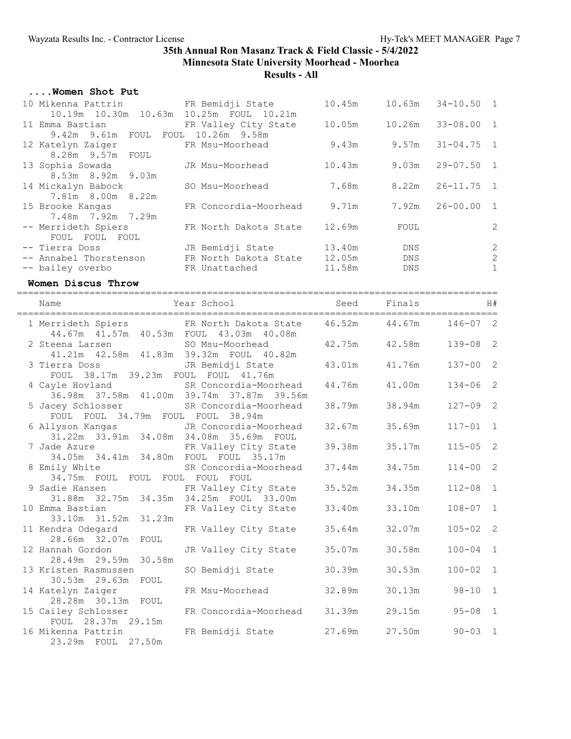### ....Women Shot Put

| Place | Name | Year | School | Seed | Finals | | H# |
|---|---|---|---|---|---|---|---|
| 10 | Mikenna Pattrin | FR | Bemidji State | 10.45m | 10.63m | 34-10.50 | 1 |
| | 10.19m 10.30m 10.63m 10.25m FOUL 10.21m | | | | | | |
| 11 | Emma Bastian | FR | Valley City State | 10.05m | 10.26m | 33-08.00 | 1 |
| | 9.42m 9.61m FOUL FOUL 10.26m 9.58m | | | | | | |
| 12 | Katelyn Zaiger | FR | Msu-Moorhead | 9.43m | 9.57m | 31-04.75 | 1 |
| | 8.28m 9.57m FOUL | | | | | | |
| 13 | Sophia Sowada | JR | Msu-Moorhead | 10.43m | 9.03m | 29-07.50 | 1 |
| | 8.53m 8.92m 9.03m | | | | | | |
| 14 | Mickalyn Babock | SO | Msu-Moorhead | 7.68m | 8.22m | 26-11.75 | 1 |
| | 7.81m 8.00m 8.22m | | | | | | |
| 15 | Brooke Kangas | FR | Concordia-Moorhead | 9.71m | 7.92m | 26-00.00 | 1 |
| | 7.48m 7.92m 7.29m | | | | | | |
| -- | Merrideth Spiers | FR | North Dakota State | 12.69m | FOUL | | 2 |
| | FOUL FOUL FOUL | | | | | | |
| -- | Tierra Doss | JR | Bemidji State | 13.40m | DNS | | 2 |
| -- | Annabel Thorstenson | FR | North Dakota State | 12.05m | DNS | | 2 |
| -- | bailey overbo | FR | Unattached | 11.58m | DNS | | 1 |

### Women Discus Throw

| Place | Name | Year | School | Seed | Finals | | H# |
|---|---|---|---|---|---|---|---|
| 1 | Merrideth Spiers | FR | North Dakota State | 46.52m | 44.67m | 146-07 | 2 |
| | 44.67m 41.57m 40.53m FOUL 43.03m 40.08m | | | | | | |
| 2 | Steena Larsen | SO | Msu-Moorhead | 42.75m | 42.58m | 139-08 | 2 |
| | 41.21m 42.58m 41.83m 39.32m FOUL 40.82m | | | | | | |
| 3 | Tierra Doss | JR | Bemidji State | 43.01m | 41.76m | 137-00 | 2 |
| | FOUL 38.17m 39.23m FOUL FOUL 41.76m | | | | | | |
| 4 | Cayle Hovland | SR | Concordia-Moorhead | 44.76m | 41.00m | 134-06 | 2 |
| | 36.98m 37.58m 41.00m 39.74m 37.87m 39.56m | | | | | | |
| 5 | Jacey Schlosser | SR | Concordia-Moorhead | 38.79m | 38.94m | 127-09 | 2 |
| | FOUL FOUL 34.79m FOUL FOUL 38.94m | | | | | | |
| 6 | Allyson Kangas | JR | Concordia-Moorhead | 32.67m | 35.69m | 117-01 | 1 |
| | 31.22m 33.91m 34.08m 34.08m 35.69m FOUL | | | | | | |
| 7 | Jade Azure | FR | Valley City State | 39.38m | 35.17m | 115-05 | 2 |
| | 34.05m 34.41m 34.80m FOUL FOUL 35.17m | | | | | | |
| 8 | Emily White | SR | Concordia-Moorhead | 37.44m | 34.75m | 114-00 | 2 |
| | 34.75m FOUL FOUL FOUL FOUL FOUL | | | | | | |
| 9 | Sadie Hansen | FR | Valley City State | 35.52m | 34.35m | 112-08 | 1 |
| | 31.88m 32.75m 34.35m 34.25m FOUL 33.00m | | | | | | |
| 10 | Emma Bastian | FR | Valley City State | 33.40m | 33.10m | 108-07 | 1 |
| | 33.10m 31.52m 31.23m | | | | | | |
| 11 | Kendra Odegard | FR | Valley City State | 35.64m | 32.07m | 105-02 | 2 |
| | 28.66m 32.07m FOUL | | | | | | |
| 12 | Hannah Gordon | JR | Valley City State | 35.07m | 30.58m | 100-04 | 1 |
| | 28.49m 29.59m 30.58m | | | | | | |
| 13 | Kristen Rasmussen | SO | Bemidji State | 30.39m | 30.53m | 100-02 | 1 |
| | 30.53m 29.63m FOUL | | | | | | |
| 14 | Katelyn Zaiger | FR | Msu-Moorhead | 32.89m | 30.13m | 98-10 | 1 |
| | 28.28m 30.13m FOUL | | | | | | |
| 15 | Cailey Schlosser | FR | Concordia-Moorhead | 31.39m | 29.15m | 95-08 | 1 |
| | FOUL 28.37m 29.15m | | | | | | |
| 16 | Mikenna Pattrin | FR | Bemidji State | 27.69m | 27.50m | 90-03 | 1 |
| | 23.29m FOUL 27.50m | | | | | | |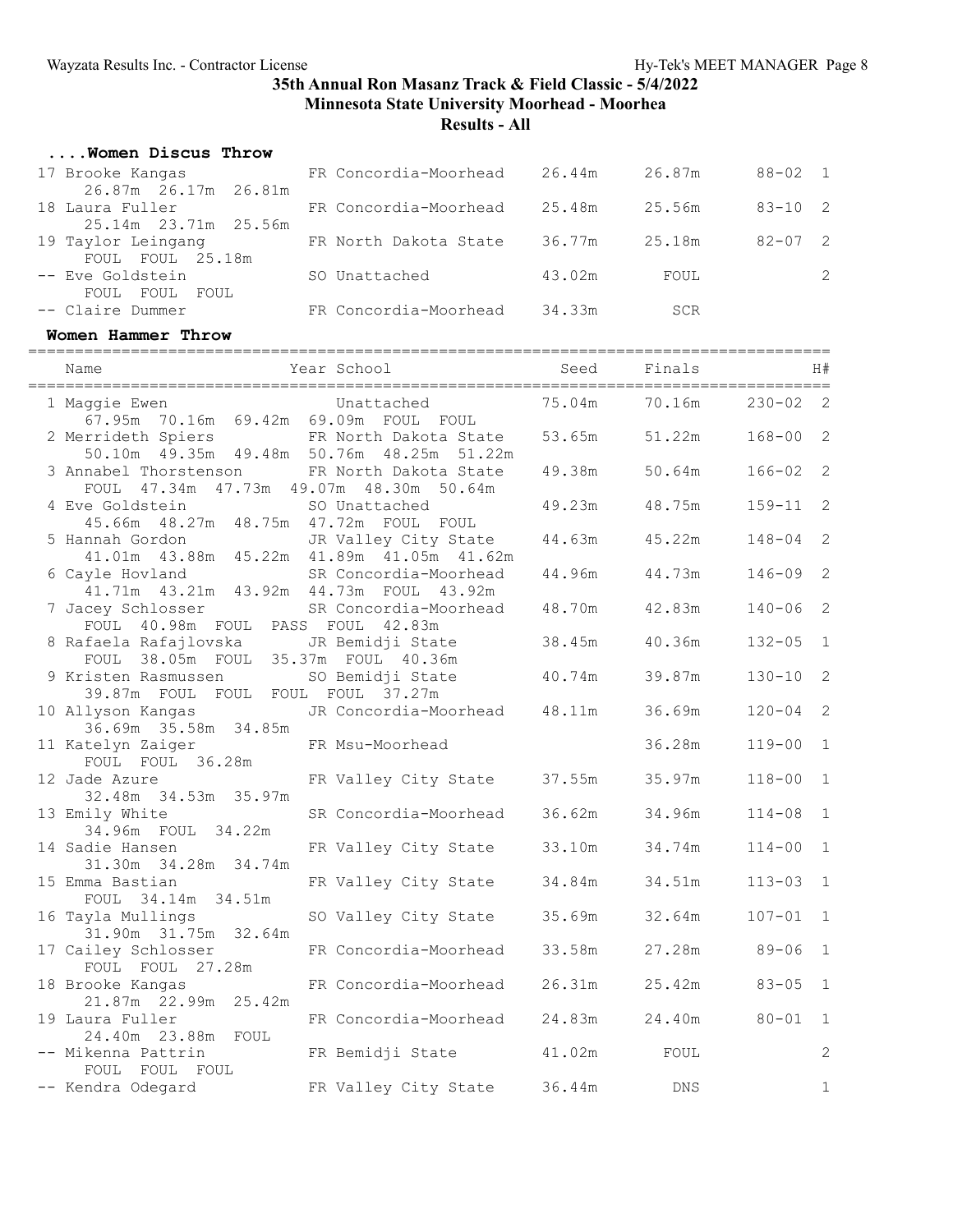## 35th Annual Ron Masanz Track & Field Classic - 5/4/2022

### Minnesota State University Moorhead - Moorhea

### Results - All

#### ....Women Discus Throw

| Place | Name | Year | School | Seed | Finals | | H# |
|---|---|---|---|---|---|---|---|
| 17 | Brooke Kangas | FR | Concordia-Moorhead | 26.44m | 26.87m | 88-02 | 1 |
| | 26.87m 26.17m 26.81m | | | | | | |
| 18 | Laura Fuller | FR | Concordia-Moorhead | 25.48m | 25.56m | 83-10 | 2 |
| | 25.14m 23.71m 25.56m | | | | | | |
| 19 | Taylor Leingang | FR | North Dakota State | 36.77m | 25.18m | 82-07 | 2 |
| | FOUL FOUL 25.18m | | | | | | |
| -- | Eve Goldstein | SO | Unattached | 43.02m | FOUL | | 2 |
| | FOUL FOUL FOUL | | | | | | |
| -- | Claire Dummer | FR | Concordia-Moorhead | 34.33m | SCR | | |

#### Women Hammer Throw

| Place | Name | Year | School | Seed | Finals | | H# |
|---|---|---|---|---|---|---|---|
| 1 | Maggie Ewen | | Unattached | 75.04m | 70.16m | 230-02 | 2 |
| | 67.95m 70.16m 69.42m 69.09m FOUL FOUL | | | | | | |
| 2 | Merrideth Spiers | FR | North Dakota State | 53.65m | 51.22m | 168-00 | 2 |
| | 50.10m 49.35m 49.48m 50.76m 48.25m 51.22m | | | | | | |
| 3 | Annabel Thorstenson | FR | North Dakota State | 49.38m | 50.64m | 166-02 | 2 |
| | FOUL 47.34m 47.73m 49.07m 48.30m 50.64m | | | | | | |
| 4 | Eve Goldstein | SO | Unattached | 49.23m | 48.75m | 159-11 | 2 |
| | 45.66m 48.27m 48.75m 47.72m FOUL FOUL | | | | | | |
| 5 | Hannah Gordon | JR | Valley City State | 44.63m | 45.22m | 148-04 | 2 |
| | 41.01m 43.88m 45.22m 41.89m 41.05m 41.62m | | | | | | |
| 6 | Cayle Hovland | SR | Concordia-Moorhead | 44.96m | 44.73m | 146-09 | 2 |
| | 41.71m 43.21m 43.92m 44.73m FOUL 43.92m | | | | | | |
| 7 | Jacey Schlosser | SR | Concordia-Moorhead | 48.70m | 42.83m | 140-06 | 2 |
| | FOUL 40.98m FOUL PASS FOUL 42.83m | | | | | | |
| 8 | Rafaela Rafajlovska | JR | Bemidji State | 38.45m | 40.36m | 132-05 | 1 |
| | FOUL 38.05m FOUL 35.37m FOUL 40.36m | | | | | | |
| 9 | Kristen Rasmussen | SO | Bemidji State | 40.74m | 39.87m | 130-10 | 2 |
| | 39.87m FOUL FOUL FOUL FOUL 37.27m | | | | | | |
| 10 | Allyson Kangas | JR | Concordia-Moorhead | 48.11m | 36.69m | 120-04 | 2 |
| | 36.69m 35.58m 34.85m | | | | | | |
| 11 | Katelyn Zaiger | FR | Msu-Moorhead | | 36.28m | 119-00 | 1 |
| | FOUL FOUL 36.28m | | | | | | |
| 12 | Jade Azure | FR | Valley City State | 37.55m | 35.97m | 118-00 | 1 |
| | 32.48m 34.53m 35.97m | | | | | | |
| 13 | Emily White | SR | Concordia-Moorhead | 36.62m | 34.96m | 114-08 | 1 |
| | 34.96m FOUL 34.22m | | | | | | |
| 14 | Sadie Hansen | FR | Valley City State | 33.10m | 34.74m | 114-00 | 1 |
| | 31.30m 34.28m 34.74m | | | | | | |
| 15 | Emma Bastian | FR | Valley City State | 34.84m | 34.51m | 113-03 | 1 |
| | FOUL 34.14m 34.51m | | | | | | |
| 16 | Tayla Mullings | SO | Valley City State | 35.69m | 32.64m | 107-01 | 1 |
| | 31.90m 31.75m 32.64m | | | | | | |
| 17 | Cailey Schlosser | FR | Concordia-Moorhead | 33.58m | 27.28m | 89-06 | 1 |
| | FOUL FOUL 27.28m | | | | | | |
| 18 | Brooke Kangas | FR | Concordia-Moorhead | 26.31m | 25.42m | 83-05 | 1 |
| | 21.87m 22.99m 25.42m | | | | | | |
| 19 | Laura Fuller | FR | Concordia-Moorhead | 24.83m | 24.40m | 80-01 | 1 |
| | 24.40m 23.88m FOUL | | | | | | |
| -- | Mikenna Pattrin | FR | Bemidji State | 41.02m | FOUL | | 2 |
| | FOUL FOUL FOUL | | | | | | |
| -- | Kendra Odegard | FR | Valley City State | 36.44m | DNS | | 1 |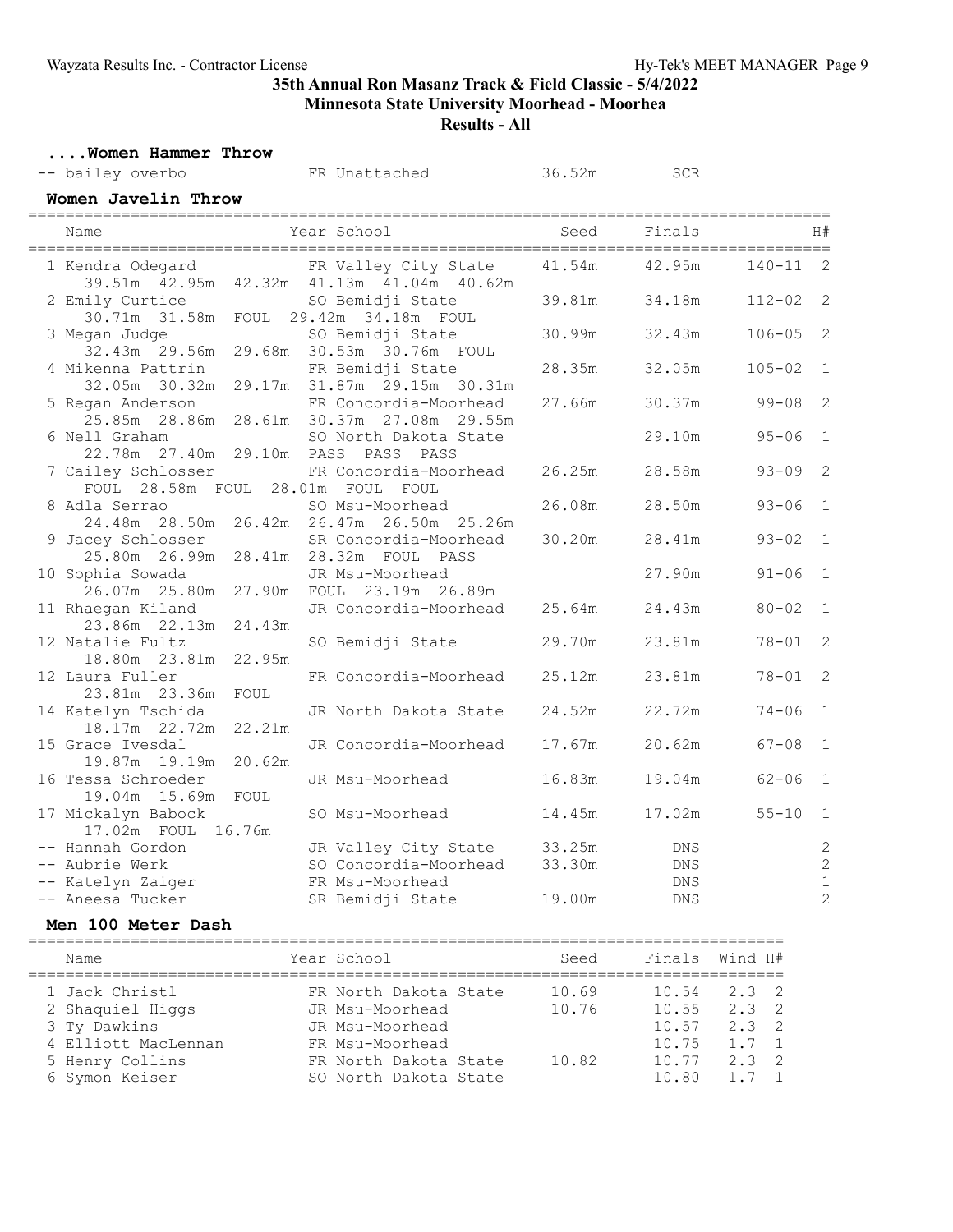## 35th Annual Ron Masanz Track & Field Classic - 5/4/2022

### Minnesota State University Moorhead - Moorhea

### Results - All

#### ....Women Hammer Throw

| Name | Year | School | Seed | Finals |
|---|---|---|---|---|
| -- bailey overbo | FR | Unattached | 36.52m | SCR |

#### Women Javelin Throw

| Name | Year | School | Seed | Finals | | H# |
|---|---|---|---|---|---|---|
| 1 Kendra Odegard | FR | Valley City State | 41.54m | 42.95m | 140-11 | 2 |
| 39.51m 42.95m 42.32m 41.13m 41.04m 40.62m | | | | | | |
| 2 Emily Curtice | SO | Bemidji State | 39.81m | 34.18m | 112-02 | 2 |
| 30.71m 31.58m FOUL 29.42m 34.18m FOUL | | | | | | |
| 3 Megan Judge | SO | Bemidji State | 30.99m | 32.43m | 106-05 | 2 |
| 32.43m 29.56m 29.68m 30.53m 30.76m FOUL | | | | | | |
| 4 Mikenna Pattrin | FR | Bemidji State | 28.35m | 32.05m | 105-02 | 1 |
| 32.05m 30.32m 29.17m 31.87m 29.15m 30.31m | | | | | | |
| 5 Regan Anderson | FR | Concordia-Moorhead | 27.66m | 30.37m | 99-08 | 2 |
| 25.85m 28.86m 28.61m 30.37m 27.08m 29.55m | | | | | | |
| 6 Nell Graham | SO | North Dakota State | | 29.10m | 95-06 | 1 |
| 22.78m 27.40m 29.10m PASS PASS PASS | | | | | | |
| 7 Cailey Schlosser | FR | Concordia-Moorhead | 26.25m | 28.58m | 93-09 | 2 |
| FOUL 28.58m FOUL 28.01m FOUL FOUL | | | | | | |
| 8 Adla Serrao | SO | Msu-Moorhead | 26.08m | 28.50m | 93-06 | 1 |
| 24.48m 28.50m 26.42m 26.47m 26.50m 25.26m | | | | | | |
| 9 Jacey Schlosser | SR | Concordia-Moorhead | 30.20m | 28.41m | 93-02 | 1 |
| 25.80m 26.99m 28.41m 28.32m FOUL PASS | | | | | | |
| 10 Sophia Sowada | JR | Msu-Moorhead | | 27.90m | 91-06 | 1 |
| 26.07m 25.80m 27.90m FOUL 23.19m 26.89m | | | | | | |
| 11 Rhaegan Kiland | JR | Concordia-Moorhead | 25.64m | 24.43m | 80-02 | 1 |
| 23.86m 22.13m 24.43m | | | | | | |
| 12 Natalie Fultz | SO | Bemidji State | 29.70m | 23.81m | 78-01 | 2 |
| 18.80m 23.81m 22.95m | | | | | | |
| 12 Laura Fuller | FR | Concordia-Moorhead | 25.12m | 23.81m | 78-01 | 2 |
| 23.81m 23.36m FOUL | | | | | | |
| 14 Katelyn Tschida | JR | North Dakota State | 24.52m | 22.72m | 74-06 | 1 |
| 18.17m 22.72m 22.21m | | | | | | |
| 15 Grace Ivesdal | JR | Concordia-Moorhead | 17.67m | 20.62m | 67-08 | 1 |
| 19.87m 19.19m 20.62m | | | | | | |
| 16 Tessa Schroeder | JR | Msu-Moorhead | 16.83m | 19.04m | 62-06 | 1 |
| 19.04m 15.69m FOUL | | | | | | |
| 17 Mickalyn Babock | SO | Msu-Moorhead | 14.45m | 17.02m | 55-10 | 1 |
| 17.02m FOUL 16.76m | | | | | | |
| -- Hannah Gordon | JR | Valley City State | 33.25m | DNS | | 2 |
| -- Aubrie Werk | SO | Concordia-Moorhead | 33.30m | DNS | | 2 |
| -- Katelyn Zaiger | FR | Msu-Moorhead | | DNS | | 1 |
| -- Aneesa Tucker | SR | Bemidji State | 19.00m | DNS | | 2 |

#### Men 100 Meter Dash

| Name | Year | School | Seed | Finals | Wind | H# |
|---|---|---|---|---|---|---|
| 1 Jack Christl | FR | North Dakota State | 10.69 | 10.54 | 2.3 | 2 |
| 2 Shaquiel Higgs | JR | Msu-Moorhead | 10.76 | 10.55 | 2.3 | 2 |
| 3 Ty Dawkins | JR | Msu-Moorhead | | 10.57 | 2.3 | 2 |
| 4 Elliott MacLennan | FR | Msu-Moorhead | | 10.75 | 1.7 | 1 |
| 5 Henry Collins | FR | North Dakota State | 10.82 | 10.77 | 2.3 | 2 |
| 6 Symon Keiser | SO | North Dakota State | | 10.80 | 1.7 | 1 |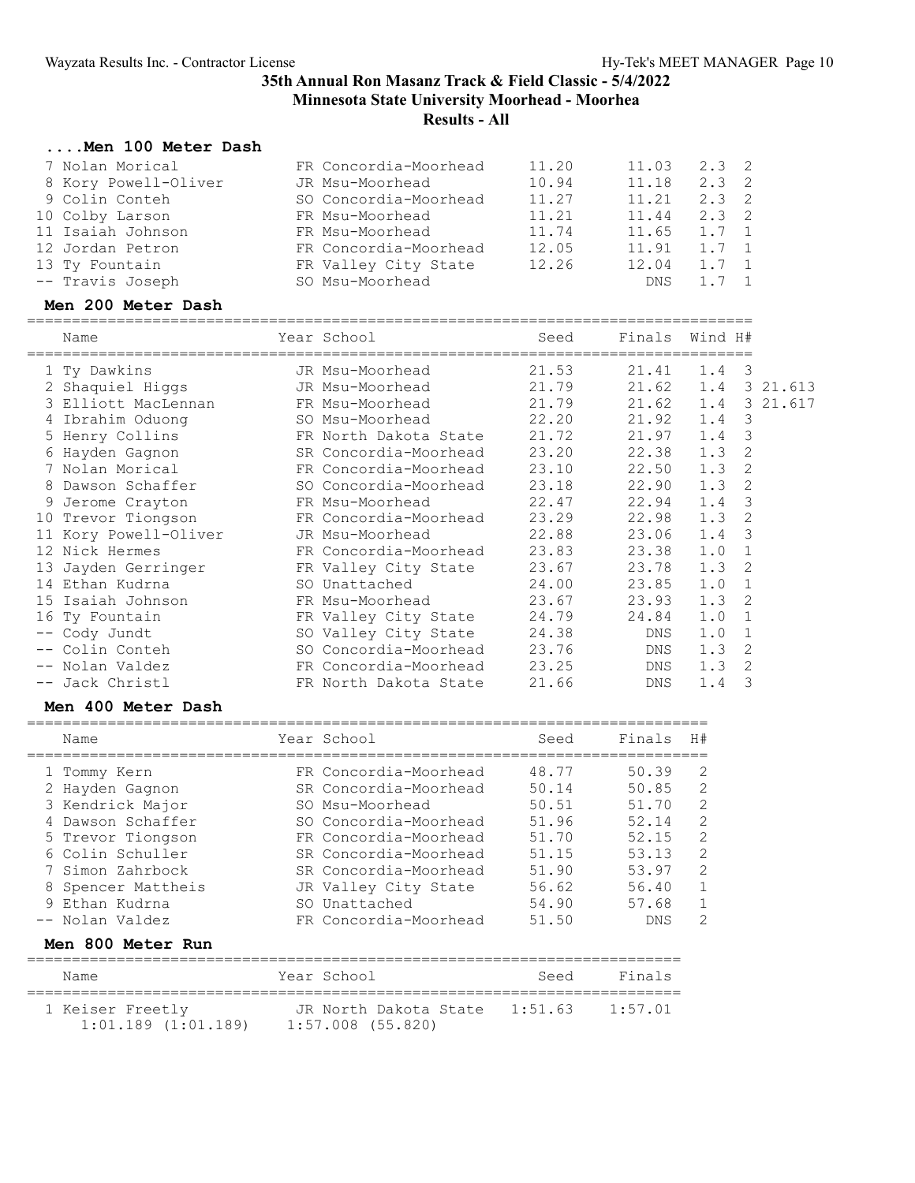# 35th Annual Ron Masanz Track & Field Classic - 5/4/2022

## Minnesota State University Moorhead - Moorhea

### Results - All

#### ....Men 100 Meter Dash

| Place | Name | Year | School | Seed | Finals | Wind | H# |
|---|---|---|---|---|---|---|---|
| 7 | Nolan Morical | FR | Concordia-Moorhead | 11.20 | 11.03 | 2.3 | 2 |
| 8 | Kory Powell-Oliver | JR | Msu-Moorhead | 10.94 | 11.18 | 2.3 | 2 |
| 9 | Colin Conteh | SO | Concordia-Moorhead | 11.27 | 11.21 | 2.3 | 2 |
| 10 | Colby Larson | FR | Msu-Moorhead | 11.21 | 11.44 | 2.3 | 2 |
| 11 | Isaiah Johnson | FR | Msu-Moorhead | 11.74 | 11.65 | 1.7 | 1 |
| 12 | Jordan Petron | FR | Concordia-Moorhead | 12.05 | 11.91 | 1.7 | 1 |
| 13 | Ty Fountain | FR | Valley City State | 12.26 | 12.04 | 1.7 | 1 |
| -- | Travis Joseph | SO | Msu-Moorhead | | DNS | 1.7 | 1 |

#### Men 200 Meter Dash

| Place | Name | Year | School | Seed | Finals | Wind | H# | |
|---|---|---|---|---|---|---|---|---|
| 1 | Ty Dawkins | JR | Msu-Moorhead | 21.53 | 21.41 | 1.4 | 3 | |
| 2 | Shaquiel Higgs | JR | Msu-Moorhead | 21.79 | 21.62 | 1.4 | 3 | 21.613 |
| 3 | Elliott MacLennan | FR | Msu-Moorhead | 21.79 | 21.62 | 1.4 | 3 | 21.617 |
| 4 | Ibrahim Oduong | SO | Msu-Moorhead | 22.20 | 21.92 | 1.4 | 3 | |
| 5 | Henry Collins | FR | North Dakota State | 21.72 | 21.97 | 1.4 | 3 | |
| 6 | Hayden Gagnon | SR | Concordia-Moorhead | 23.20 | 22.38 | 1.3 | 2 | |
| 7 | Nolan Morical | FR | Concordia-Moorhead | 23.10 | 22.50 | 1.3 | 2 | |
| 8 | Dawson Schaffer | SO | Concordia-Moorhead | 23.18 | 22.90 | 1.3 | 2 | |
| 9 | Jerome Crayton | FR | Msu-Moorhead | 22.47 | 22.94 | 1.4 | 3 | |
| 10 | Trevor Tiongson | FR | Concordia-Moorhead | 23.29 | 22.98 | 1.3 | 2 | |
| 11 | Kory Powell-Oliver | JR | Msu-Moorhead | 22.88 | 23.06 | 1.4 | 3 | |
| 12 | Nick Hermes | FR | Concordia-Moorhead | 23.83 | 23.38 | 1.0 | 1 | |
| 13 | Jayden Gerringer | FR | Valley City State | 23.67 | 23.78 | 1.3 | 2 | |
| 14 | Ethan Kudrna | SO | Unattached | 24.00 | 23.85 | 1.0 | 1 | |
| 15 | Isaiah Johnson | FR | Msu-Moorhead | 23.67 | 23.93 | 1.3 | 2 | |
| 16 | Ty Fountain | FR | Valley City State | 24.79 | 24.84 | 1.0 | 1 | |
| -- | Cody Jundt | SO | Valley City State | 24.38 | DNS | 1.0 | 1 | |
| -- | Colin Conteh | SO | Concordia-Moorhead | 23.76 | DNS | 1.3 | 2 | |
| -- | Nolan Valdez | FR | Concordia-Moorhead | 23.25 | DNS | 1.3 | 2 | |
| -- | Jack Christl | FR | North Dakota State | 21.66 | DNS | 1.4 | 3 | |

#### Men 400 Meter Dash

| Place | Name | Year | School | Seed | Finals | H# |
|---|---|---|---|---|---|---|
| 1 | Tommy Kern | FR | Concordia-Moorhead | 48.77 | 50.39 | 2 |
| 2 | Hayden Gagnon | SR | Concordia-Moorhead | 50.14 | 50.85 | 2 |
| 3 | Kendrick Major | SO | Msu-Moorhead | 50.51 | 51.70 | 2 |
| 4 | Dawson Schaffer | SO | Concordia-Moorhead | 51.96 | 52.14 | 2 |
| 5 | Trevor Tiongson | FR | Concordia-Moorhead | 51.70 | 52.15 | 2 |
| 6 | Colin Schuller | SR | Concordia-Moorhead | 51.15 | 53.13 | 2 |
| 7 | Simon Zahrbock | SR | Concordia-Moorhead | 51.90 | 53.97 | 2 |
| 8 | Spencer Mattheis | JR | Valley City State | 56.62 | 56.40 | 1 |
| 9 | Ethan Kudrna | SO | Unattached | 54.90 | 57.68 | 1 |
| -- | Nolan Valdez | FR | Concordia-Moorhead | 51.50 | DNS | 2 |

#### Men 800 Meter Run

| Place | Name | Year | School | Seed | Finals |
|---|---|---|---|---|---|
| 1 | Keiser Freetly | JR | North Dakota State | 1:51.63 | 1:57.01 |
| | 1:01.189 (1:01.189) | | 1:57.008 (55.820) | | |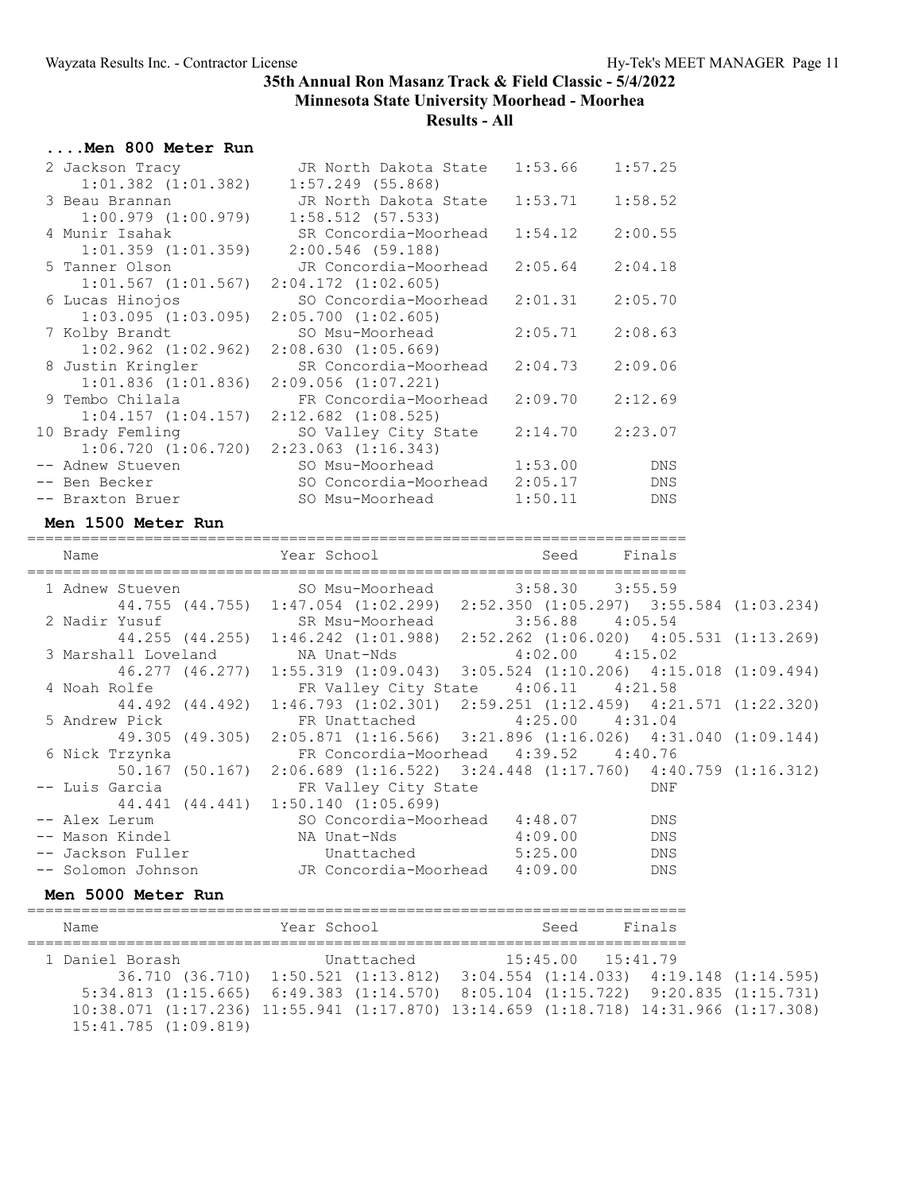# 35th Annual Ron Masanz Track & Field Classic - 5/4/2022

## Minnesota State University Moorhead - Moorhea

## Results - All

### ....Men 800 Meter Run

| Place | Name | Year | School | Seed | Finals |
|---|---|---|---|---|---|
| 2 | Jackson Tracy | JR | North Dakota State | 1:53.66 | 1:57.25 |
| | 1:01.382 (1:01.382) 1:57.249 (55.868) | | | | |
| 3 | Beau Brannan | JR | North Dakota State | 1:53.71 | 1:58.52 |
| | 1:00.979 (1:00.979) 1:58.512 (57.533) | | | | |
| 4 | Munir Isahak | SR | Concordia-Moorhead | 1:54.12 | 2:00.55 |
| | 1:01.359 (1:01.359) 2:00.546 (59.188) | | | | |
| 5 | Tanner Olson | JR | Concordia-Moorhead | 2:05.64 | 2:04.18 |
| | 1:01.567 (1:01.567) 2:04.172 (1:02.605) | | | | |
| 6 | Lucas Hinojos | SO | Concordia-Moorhead | 2:01.31 | 2:05.70 |
| | 1:03.095 (1:03.095) 2:05.700 (1:02.605) | | | | |
| 7 | Kolby Brandt | SO | Msu-Moorhead | 2:05.71 | 2:08.63 |
| | 1:02.962 (1:02.962) 2:08.630 (1:05.669) | | | | |
| 8 | Justin Kringler | SR | Concordia-Moorhead | 2:04.73 | 2:09.06 |
| | 1:01.836 (1:01.836) 2:09.056 (1:07.221) | | | | |
| 9 | Tembo Chilala | FR | Concordia-Moorhead | 2:09.70 | 2:12.69 |
| | 1:04.157 (1:04.157) 2:12.682 (1:08.525) | | | | |
| 10 | Brady Femling | SO | Valley City State | 2:14.70 | 2:23.07 |
| | 1:06.720 (1:06.720) 2:23.063 (1:16.343) | | | | |
| -- | Adnew Stueven | SO | Msu-Moorhead | 1:53.00 | DNS |
| -- | Ben Becker | SO | Concordia-Moorhead | 2:05.17 | DNS |
| -- | Braxton Bruer | SO | Msu-Moorhead | 1:50.11 | DNS |

### Men 1500 Meter Run

| Place | Name | Year | School | Seed | Finals |
|---|---|---|---|---|---|
| 1 | Adnew Stueven | SO | Msu-Moorhead | 3:58.30 | 3:55.59 |
| | 44.755 (44.755) 1:47.054 (1:02.299) 2:52.350 (1:05.297) 3:55.584 (1:03.234) | | | | |
| 2 | Nadir Yusuf | SR | Msu-Moorhead | 3:56.88 | 4:05.54 |
| | 44.255 (44.255) 1:46.242 (1:01.988) 2:52.262 (1:06.020) 4:05.531 (1:13.269) | | | | |
| 3 | Marshall Loveland | NA | Unat-Nds | 4:02.00 | 4:15.02 |
| | 46.277 (46.277) 1:55.319 (1:09.043) 3:05.524 (1:10.206) 4:15.018 (1:09.494) | | | | |
| 4 | Noah Rolfe | FR | Valley City State | 4:06.11 | 4:21.58 |
| | 44.492 (44.492) 1:46.793 (1:02.301) 2:59.251 (1:12.459) 4:21.571 (1:22.320) | | | | |
| 5 | Andrew Pick | FR | Unattached | 4:25.00 | 4:31.04 |
| | 49.305 (49.305) 2:05.871 (1:16.566) 3:21.896 (1:16.026) 4:31.040 (1:09.144) | | | | |
| 6 | Nick Trzynka | FR | Concordia-Moorhead | 4:39.52 | 4:40.76 |
| | 50.167 (50.167) 2:06.689 (1:16.522) 3:24.448 (1:17.760) 4:40.759 (1:16.312) | | | | |
| -- | Luis Garcia | FR | Valley City State | | DNF |
| | 44.441 (44.441) 1:50.140 (1:05.699) | | | | |
| -- | Alex Lerum | SO | Concordia-Moorhead | 4:48.07 | DNS |
| -- | Mason Kindel | NA | Unat-Nds | 4:09.00 | DNS |
| -- | Jackson Fuller | | Unattached | 5:25.00 | DNS |
| -- | Solomon Johnson | JR | Concordia-Moorhead | 4:09.00 | DNS |

### Men 5000 Meter Run

| Place | Name | Year | School | Seed | Finals |
|---|---|---|---|---|---|
| 1 | Daniel Borash | | Unattached | 15:45.00 | 15:41.79 |
| | 36.710 (36.710) 1:50.521 (1:13.812) 3:04.554 (1:14.033) 4:19.148 (1:14.595) | | | | |
| | 5:34.813 (1:15.665) 6:49.383 (1:14.570) 8:05.104 (1:15.722) 9:20.835 (1:15.731) | | | | |
| | 10:38.071 (1:17.236) 11:55.941 (1:17.870) 13:14.659 (1:18.718) 14:31.966 (1:17.308) | | | | |
| | 15:41.785 (1:09.819) | | | | |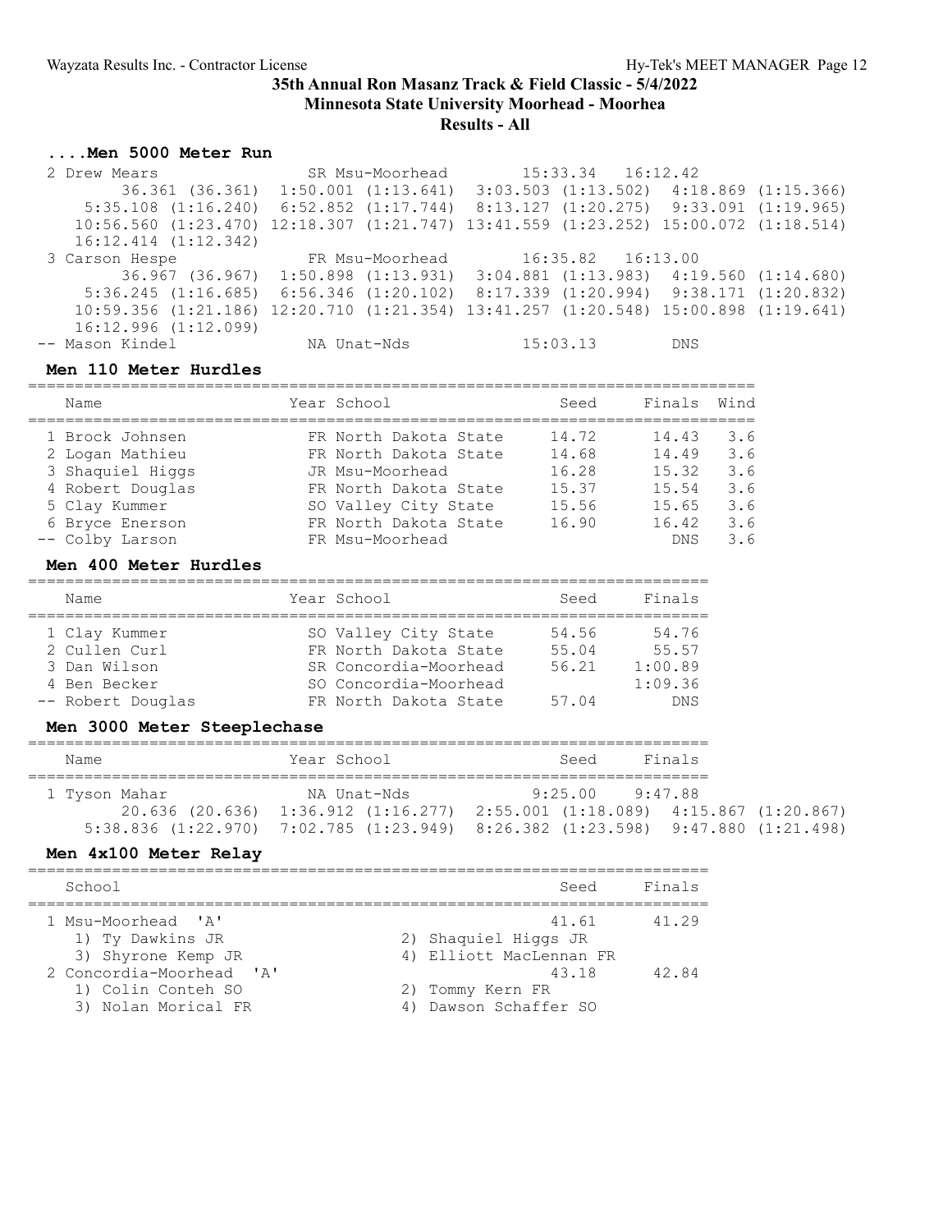# 35th Annual Ron Masanz Track & Field Classic - 5/4/2022

## Minnesota State University Moorhead - Moorhea

## Results - All

### ....Men 5000 Meter Run

| Place | Name | Year | School | Seed | Finals |
|---|---|---|---|---|---|
| 2 | Drew Mears | SR | Msu-Moorhead | 15:33.34 | 16:12.42 |
| | 36.361 (36.361) 1:50.001 (1:13.641) 3:03.503 (1:13.502) 4:18.869 (1:15.366) 5:35.108 (1:16.240) 6:52.852 (1:17.744) 8:13.127 (1:20.275) 9:33.091 (1:19.965) 10:56.560 (1:23.470) 12:18.307 (1:21.747) 13:41.559 (1:23.252) 15:00.072 (1:18.514) 16:12.414 (1:12.342) | | | | |
| 3 | Carson Hespe | FR | Msu-Moorhead | 16:35.82 | 16:13.00 |
| | 36.967 (36.967) 1:50.898 (1:13.931) 3:04.881 (1:13.983) 4:19.560 (1:14.680) 5:36.245 (1:16.685) 6:56.346 (1:20.102) 8:17.339 (1:20.994) 9:38.171 (1:20.832) 10:59.356 (1:21.186) 12:20.710 (1:21.354) 13:41.257 (1:20.548) 15:00.898 (1:19.641) 16:12.996 (1:12.099) | | | | |
| -- | Mason Kindel | NA | Unat-Nds | 15:03.13 | DNS |

### Men 110 Meter Hurdles

| Place | Name | Year | School | Seed | Finals | Wind |
|---|---|---|---|---|---|---|
| 1 | Brock Johnsen | FR | North Dakota State | 14.72 | 14.43 | 3.6 |
| 2 | Logan Mathieu | FR | North Dakota State | 14.68 | 14.49 | 3.6 |
| 3 | Shaquiel Higgs | JR | Msu-Moorhead | 16.28 | 15.32 | 3.6 |
| 4 | Robert Douglas | FR | North Dakota State | 15.37 | 15.54 | 3.6 |
| 5 | Clay Kummer | SO | Valley City State | 15.56 | 15.65 | 3.6 |
| 6 | Bryce Enerson | FR | North Dakota State | 16.90 | 16.42 | 3.6 |
| -- | Colby Larson | FR | Msu-Moorhead | | DNS | 3.6 |

### Men 400 Meter Hurdles

| Place | Name | Year | School | Seed | Finals |
|---|---|---|---|---|---|
| 1 | Clay Kummer | SO | Valley City State | 54.56 | 54.76 |
| 2 | Cullen Curl | FR | North Dakota State | 55.04 | 55.57 |
| 3 | Dan Wilson | SR | Concordia-Moorhead | 56.21 | 1:00.89 |
| 4 | Ben Becker | SO | Concordia-Moorhead | | 1:09.36 |
| -- | Robert Douglas | FR | North Dakota State | 57.04 | DNS |

### Men 3000 Meter Steeplechase

| Place | Name | Year | School | Seed | Finals |
|---|---|---|---|---|---|
| 1 | Tyson Mahar | NA | Unat-Nds | 9:25.00 | 9:47.88 |
| | 20.636 (20.636) 1:36.912 (1:16.277) 2:55.001 (1:18.089) 4:15.867 (1:20.867) 5:38.836 (1:22.970) 7:02.785 (1:23.949) 8:26.382 (1:23.598) 9:47.880 (1:21.498) | | | | |

### Men 4x100 Meter Relay

| Place | School | Seed | Finals |
|---|---|---|---|
| 1 | Msu-Moorhead 'A' | 41.61 | 41.29 |
| | 1) Ty Dawkins JR, 2) Shaquiel Higgs JR, 3) Shyrone Kemp JR, 4) Elliott MacLennan FR | | |
| 2 | Concordia-Moorhead 'A' | 43.18 | 42.84 |
| | 1) Colin Conteh SO, 2) Tommy Kern FR, 3) Nolan Morical FR, 4) Dawson Schaffer SO | | |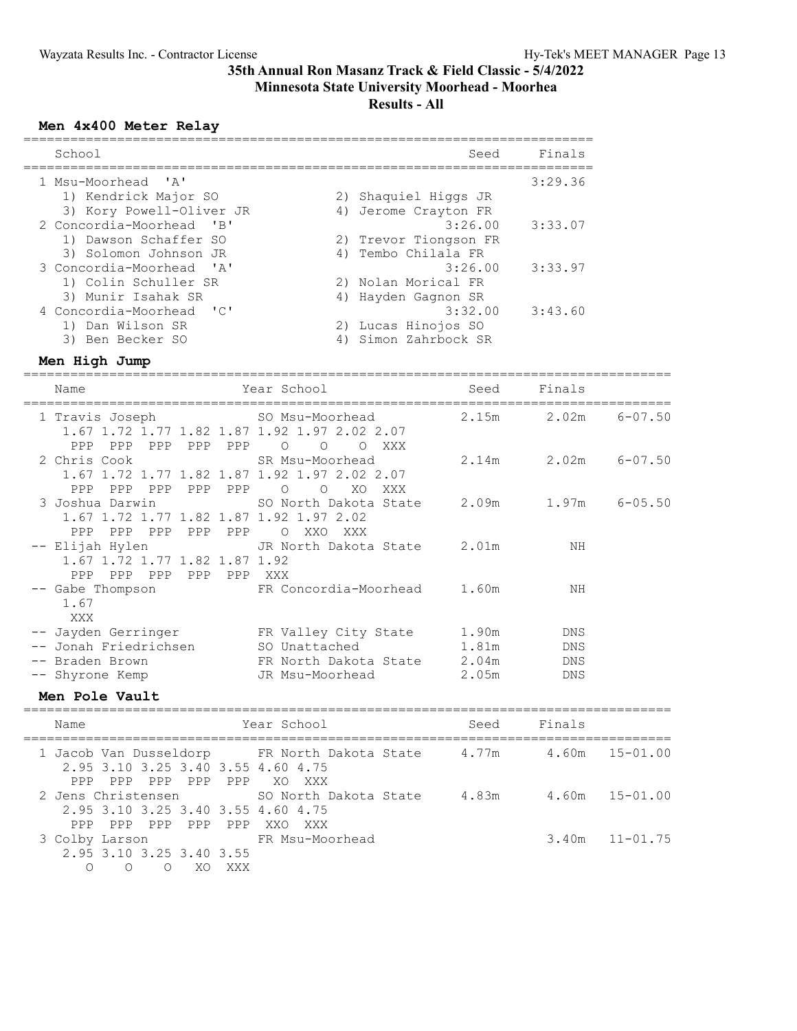# 35th Annual Ron Masanz Track & Field Classic - 5/4/2022

## Minnesota State University Moorhead - Moorhea

### Results - All

**Men 4x400 Meter Relay**

| School | Seed | Finals |
|---|---|---|
| 1 Msu-Moorhead 'A' | | 3:29.36 |
| 1) Kendrick Major SO; 2) Shaquiel Higgs JR; 3) Kory Powell-Oliver JR; 4) Jerome Crayton FR | | |
| 2 Concordia-Moorhead 'B' | 3:26.00 | 3:33.07 |
| 1) Dawson Schaffer SO; 2) Trevor Tiongson FR; 3) Solomon Johnson JR; 4) Tembo Chilala FR | | |
| 3 Concordia-Moorhead 'A' | 3:26.00 | 3:33.97 |
| 1) Colin Schuller SR; 2) Nolan Morical FR; 3) Munir Isahak SR; 4) Hayden Gagnon SR | | |
| 4 Concordia-Moorhead 'C' | 3:32.00 | 3:43.60 |
| 1) Dan Wilson SR; 2) Lucas Hinojos SO; 3) Ben Becker SO; 4) Simon Zahrbock SR | | |

**Men High Jump**

| Name | Year | School | Seed | Finals | |
|---|---|---|---|---|---|
| 1 Travis Joseph | SO | Msu-Moorhead | 2.15m | 2.02m | 6-07.50 |
| 1.67 1.72 1.77 1.82 1.87 1.92 1.97 2.02 2.07 | | | | | |
| PPP PPP PPP PPP PPP O O O XXX | | | | | |
| 2 Chris Cook | SR | Msu-Moorhead | 2.14m | 2.02m | 6-07.50 |
| 1.67 1.72 1.77 1.82 1.87 1.92 1.97 2.02 2.07 | | | | | |
| PPP PPP PPP PPP PPP O O XO XXX | | | | | |
| 3 Joshua Darwin | SO | North Dakota State | 2.09m | 1.97m | 6-05.50 |
| 1.67 1.72 1.77 1.82 1.87 1.92 1.97 2.02 | | | | | |
| PPP PPP PPP PPP PPP O XXO XXX | | | | | |
| -- Elijah Hylen | JR | North Dakota State | 2.01m | NH | |
| 1.67 1.72 1.77 1.82 1.87 1.92 | | | | | |
| PPP PPP PPP PPP PPP XXX | | | | | |
| -- Gabe Thompson | FR | Concordia-Moorhead | 1.60m | NH | |
| 1.67 | | | | | |
| XXX | | | | | |
| -- Jayden Gerringer | FR | Valley City State | 1.90m | DNS | |
| -- Jonah Friedrichsen | SO | Unattached | 1.81m | DNS | |
| -- Braden Brown | FR | North Dakota State | 2.04m | DNS | |
| -- Shyrone Kemp | JR | Msu-Moorhead | 2.05m | DNS | |

**Men Pole Vault**

| Name | Year | School | Seed | Finals | |
|---|---|---|---|---|---|
| 1 Jacob Van Dusseldorp | FR | North Dakota State | 4.77m | 4.60m | 15-01.00 |
| 2.95 3.10 3.25 3.40 3.55 4.60 4.75 | | | | | |
| PPP PPP PPP PPP PPP XO XXX | | | | | |
| 2 Jens Christensen | SO | North Dakota State | 4.83m | 4.60m | 15-01.00 |
| 2.95 3.10 3.25 3.40 3.55 4.60 4.75 | | | | | |
| PPP PPP PPP PPP PPP XXO XXX | | | | | |
| 3 Colby Larson | FR | Msu-Moorhead | | 3.40m | 11-01.75 |
| 2.95 3.10 3.25 3.40 3.55 | | | | | |
| O O O XO XXX | | | | | |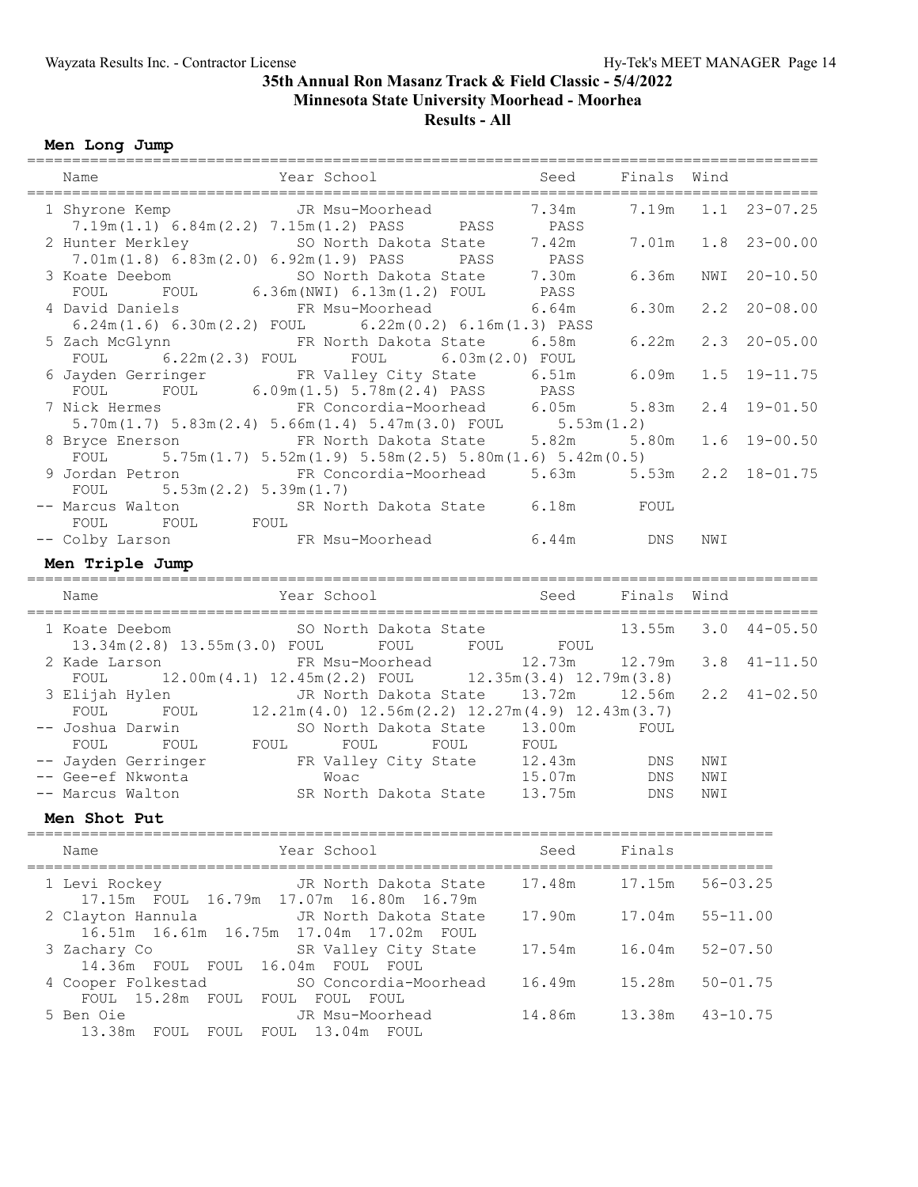Wayzata Results Inc. - Contractor License

# 35th Annual Ron Masanz Track & Field Classic - 5/4/2022

## Minnesota State University Moorhead - Moorhea

## Results - All

### Men Long Jump

| Name | Year | School | Seed | Finals | Wind | |
|---|---|---|---|---|---|---|
| 1 Shyrone Kemp | JR | Msu-Moorhead | 7.34m | 7.19m | 1.1 | 23-07.25 |
| 7.19m(1.1) 6.84m(2.2) 7.15m(1.2) PASS PASS PASS | | | | | | |
| 2 Hunter Merkley | SO | North Dakota State | 7.42m | 7.01m | 1.8 | 23-00.00 |
| 7.01m(1.8) 6.83m(2.0) 6.92m(1.9) PASS PASS PASS | | | | | | |
| 3 Koate Deebom | SO | North Dakota State | 7.30m | 6.36m | NWI | 20-10.50 |
| FOUL FOUL 6.36m(NWI) 6.13m(1.2) FOUL PASS | | | | | | |
| 4 David Daniels | FR | Msu-Moorhead | 6.64m | 6.30m | 2.2 | 20-08.00 |
| 6.24m(1.6) 6.30m(2.2) FOUL 6.22m(0.2) 6.16m(1.3) PASS | | | | | | |
| 5 Zach McGlynn | FR | North Dakota State | 6.58m | 6.22m | 2.3 | 20-05.00 |
| FOUL 6.22m(2.3) FOUL FOUL 6.03m(2.0) FOUL | | | | | | |
| 6 Jayden Gerringer | FR | Valley City State | 6.51m | 6.09m | 1.5 | 19-11.75 |
| FOUL FOUL 6.09m(1.5) 5.78m(2.4) PASS PASS | | | | | | |
| 7 Nick Hermes | FR | Concordia-Moorhead | 6.05m | 5.83m | 2.4 | 19-01.50 |
| 5.70m(1.7) 5.83m(2.4) 5.66m(1.4) 5.47m(3.0) FOUL 5.53m(1.2) | | | | | | |
| 8 Bryce Enerson | FR | North Dakota State | 5.82m | 5.80m | 1.6 | 19-00.50 |
| FOUL 5.75m(1.7) 5.52m(1.9) 5.58m(2.5) 5.80m(1.6) 5.42m(0.5) | | | | | | |
| 9 Jordan Petron | FR | Concordia-Moorhead | 5.63m | 5.53m | 2.2 | 18-01.75 |
| FOUL 5.53m(2.2) 5.39m(1.7) | | | | | | |
| -- Marcus Walton | SR | North Dakota State | 6.18m | FOUL | | |
| FOUL FOUL FOUL | | | | | | |
| -- Colby Larson | FR | Msu-Moorhead | 6.44m | DNS | NWI | |

### Men Triple Jump

| Name | Year | School | Seed | Finals | Wind | |
|---|---|---|---|---|---|---|
| 1 Koate Deebom | SO | North Dakota State | | 13.55m | 3.0 | 44-05.50 |
| 13.34m(2.8) 13.55m(3.0) FOUL FOUL FOUL FOUL | | | | | | |
| 2 Kade Larson | FR | Msu-Moorhead | 12.73m | 12.79m | 3.8 | 41-11.50 |
| FOUL 12.00m(4.1) 12.45m(2.2) FOUL 12.35m(3.4) 12.79m(3.8) | | | | | | |
| 3 Elijah Hylen | JR | North Dakota State | 13.72m | 12.56m | 2.2 | 41-02.50 |
| FOUL FOUL 12.21m(4.0) 12.56m(2.2) 12.27m(4.9) 12.43m(3.7) | | | | | | |
| -- Joshua Darwin | SO | North Dakota State | 13.00m | FOUL | | |
| FOUL FOUL FOUL FOUL FOUL FOUL | | | | | | |
| -- Jayden Gerringer | FR | Valley City State | 12.43m | DNS | NWI | |
| -- Gee-ef Nkwonta | | Woac | 15.07m | DNS | NWI | |
| -- Marcus Walton | SR | North Dakota State | 13.75m | DNS | NWI | |

### Men Shot Put

| Name | Year | School | Seed | Finals | |
|---|---|---|---|---|---|
| 1 Levi Rockey | JR | North Dakota State | 17.48m | 17.15m | 56-03.25 |
| 17.15m FOUL 16.79m 17.07m 16.80m 16.79m | | | | | |
| 2 Clayton Hannula | JR | North Dakota State | 17.90m | 17.04m | 55-11.00 |
| 16.51m 16.61m 16.75m 17.04m 17.02m FOUL | | | | | |
| 3 Zachary Co | SR | Valley City State | 17.54m | 16.04m | 52-07.50 |
| 14.36m FOUL FOUL 16.04m FOUL FOUL | | | | | |
| 4 Cooper Folkestad | SO | Concordia-Moorhead | 16.49m | 15.28m | 50-01.75 |
| FOUL 15.28m FOUL FOUL FOUL FOUL | | | | | |
| 5 Ben Oie | JR | Msu-Moorhead | 14.86m | 13.38m | 43-10.75 |
| 13.38m FOUL FOUL FOUL 13.04m FOUL | | | | | |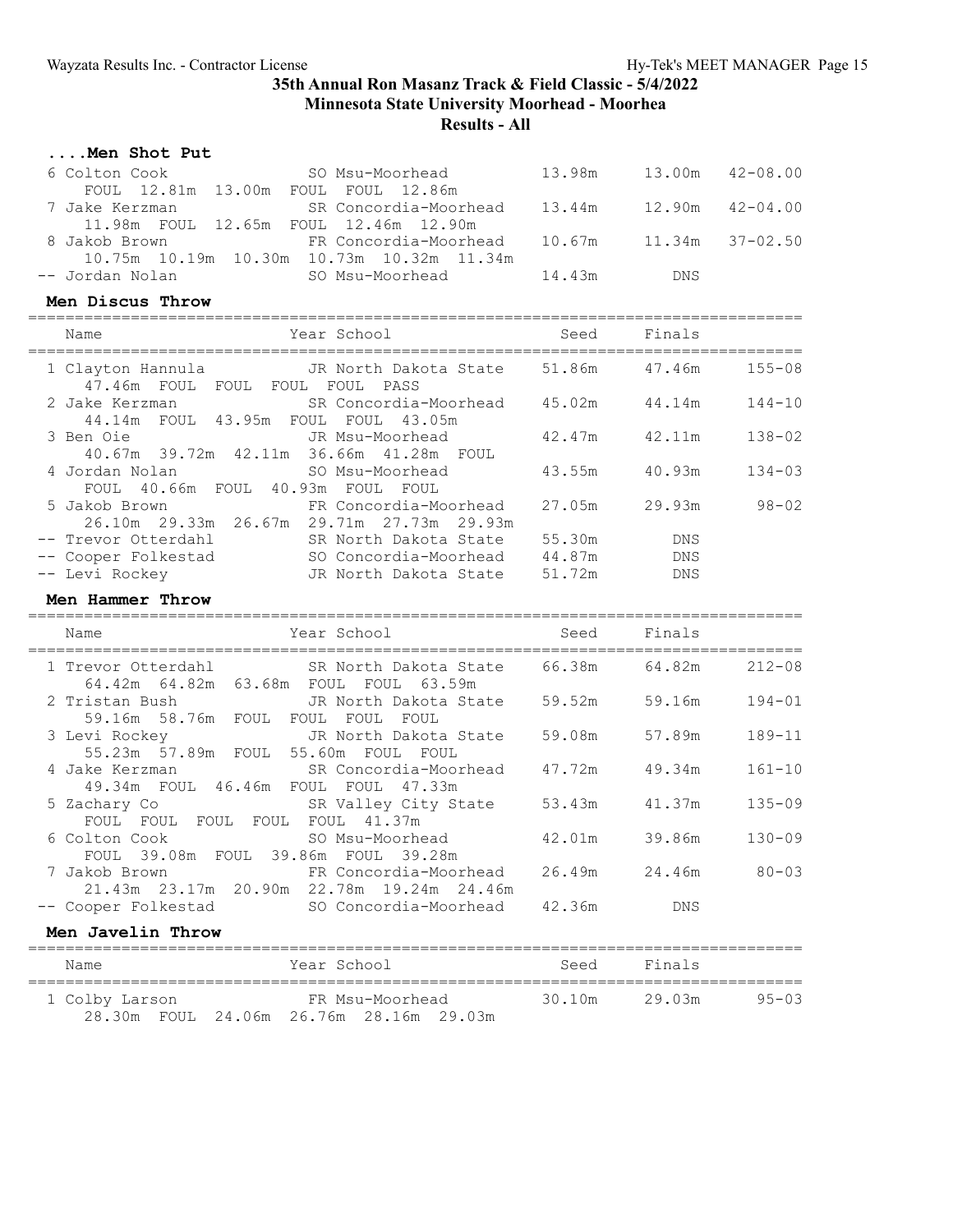## ....Men Shot Put

| Name | Year | School | Seed | Finals | |
|---|---|---|---|---|---|
| 6 Colton Cook | SO | Msu-Moorhead | 13.98m | 13.00m | 42-08.00 |
| FOUL 12.81m 13.00m FOUL FOUL 12.86m | | | | | |
| 7 Jake Kerzman | SR | Concordia-Moorhead | 13.44m | 12.90m | 42-04.00 |
| 11.98m FOUL 12.65m FOUL 12.46m 12.90m | | | | | |
| 8 Jakob Brown | FR | Concordia-Moorhead | 10.67m | 11.34m | 37-02.50 |
| 10.75m 10.19m 10.30m 10.73m 10.32m 11.34m | | | | | |
| -- Jordan Nolan | SO | Msu-Moorhead | 14.43m | DNS | |

## Men Discus Throw

| Name | Year | School | Seed | Finals | |
|---|---|---|---|---|---|
| 1 Clayton Hannula | JR | North Dakota State | 51.86m | 47.46m | 155-08 |
| 47.46m FOUL FOUL FOUL FOUL PASS | | | | | |
| 2 Jake Kerzman | SR | Concordia-Moorhead | 45.02m | 44.14m | 144-10 |
| 44.14m FOUL 43.95m FOUL FOUL 43.05m | | | | | |
| 3 Ben Oie | JR | Msu-Moorhead | 42.47m | 42.11m | 138-02 |
| 40.67m 39.72m 42.11m 36.66m 41.28m FOUL | | | | | |
| 4 Jordan Nolan | SO | Msu-Moorhead | 43.55m | 40.93m | 134-03 |
| FOUL 40.66m FOUL 40.93m FOUL FOUL | | | | | |
| 5 Jakob Brown | FR | Concordia-Moorhead | 27.05m | 29.93m | 98-02 |
| 26.10m 29.33m 26.67m 29.71m 27.73m 29.93m | | | | | |
| -- Trevor Otterdahl | SR | North Dakota State | 55.30m | DNS | |
| -- Cooper Folkestad | SO | Concordia-Moorhead | 44.87m | DNS | |
| -- Levi Rockey | JR | North Dakota State | 51.72m | DNS | |

## Men Hammer Throw

| Name | Year | School | Seed | Finals | |
|---|---|---|---|---|---|
| 1 Trevor Otterdahl | SR | North Dakota State | 66.38m | 64.82m | 212-08 |
| 64.42m 64.82m 63.68m FOUL FOUL 63.59m | | | | | |
| 2 Tristan Bush | JR | North Dakota State | 59.52m | 59.16m | 194-01 |
| 59.16m 58.76m FOUL FOUL FOUL FOUL | | | | | |
| 3 Levi Rockey | JR | North Dakota State | 59.08m | 57.89m | 189-11 |
| 55.23m 57.89m FOUL 55.60m FOUL FOUL | | | | | |
| 4 Jake Kerzman | SR | Concordia-Moorhead | 47.72m | 49.34m | 161-10 |
| 49.34m FOUL 46.46m FOUL FOUL 47.33m | | | | | |
| 5 Zachary Co | SR | Valley City State | 53.43m | 41.37m | 135-09 |
| FOUL FOUL FOUL FOUL FOUL 41.37m | | | | | |
| 6 Colton Cook | SO | Msu-Moorhead | 42.01m | 39.86m | 130-09 |
| FOUL 39.08m FOUL 39.86m FOUL 39.28m | | | | | |
| 7 Jakob Brown | FR | Concordia-Moorhead | 26.49m | 24.46m | 80-03 |
| 21.43m 23.17m 20.90m 22.78m 19.24m 24.46m | | | | | |
| -- Cooper Folkestad | SO | Concordia-Moorhead | 42.36m | DNS | |

## Men Javelin Throw

| Name | Year | School | Seed | Finals | |
|---|---|---|---|---|---|
| 1 Colby Larson | FR | Msu-Moorhead | 30.10m | 29.03m | 95-03 |
| 28.30m FOUL 24.06m 26.76m 28.16m 29.03m | | | | | |